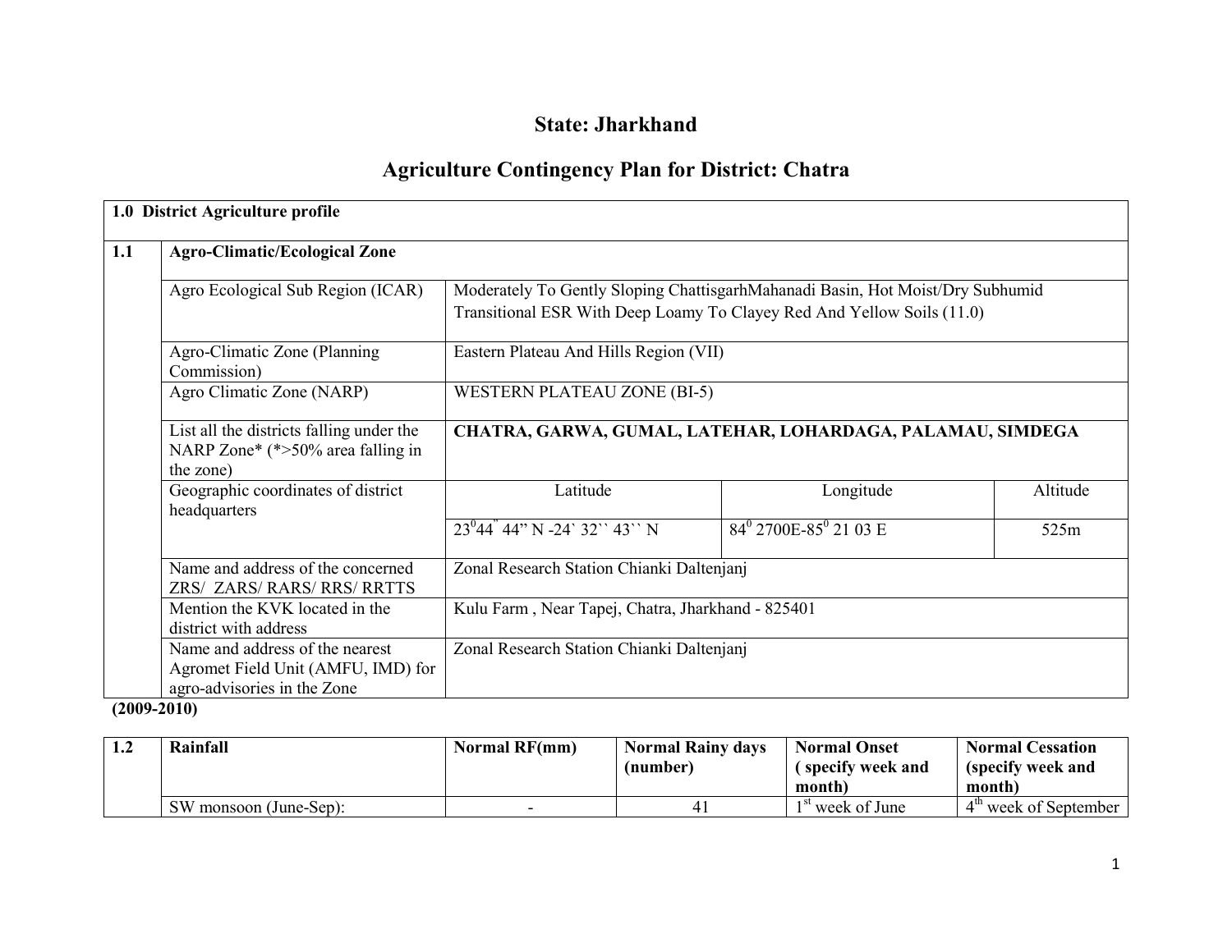# State: Jharkhand

## Agriculture Contingency Plan for District: Chatra

| 1.0 District Agriculture profile | | | | |
|---|---|---|---|---|
| **1.1** | **Agro-Climatic/Ecological Zone** | | | |
| | Agro Ecological Sub Region (ICAR) | Moderately To Gently Sloping ChattisgarhMahanadi Basin, Hot Moist/Dry Subhumid Transitional ESR With Deep Loamy To Clayey Red And Yellow Soils (11.0) | | |
| | Agro-Climatic Zone (Planning Commission) | Eastern Plateau And Hills Region (VII) | | |
| | Agro Climatic Zone (NARP) | WESTERN PLATEAU ZONE (BI-5) | | |
| | List all the districts falling under the NARP Zone* (*>50% area falling in the zone) | **CHATRA, GARWA, GUMAL, LATEHAR, LOHARDAGA, PALAMAU, SIMDEGA** | | |
| | Geographic coordinates of district headquarters | Latitude | Longitude | Altitude |
| | | $23^0 44^{"}$ 44" N -24` 32`` 43`` N | $84^0$ 2700E-$85^0$ 21 03 E | 525m |
| | Name and address of the concerned ZRS/ ZARS/ RARS/ RRS/ RRTTS | Zonal Research Station Chianki Daltenjanj | | |
| | Mention the KVK located in the district with address | Kulu Farm , Near Tapej, Chatra, Jharkhand - 825401 | | |
| | Name and address of the nearest Agromet Field Unit (AMFU, IMD) for agro-advisories in the Zone | Zonal Research Station Chianki Daltenjanj | | |

**(2009-2010)**

| 1.2 | Rainfall | Normal RF(mm) | Normal Rainy days (number) | Normal Onset ( specify week and month) | Normal Cessation (specify week and month) |
|---|---|---|---|---|---|
| | SW monsoon (June-Sep): | - | 41 | 1st week of June | 4th week of September |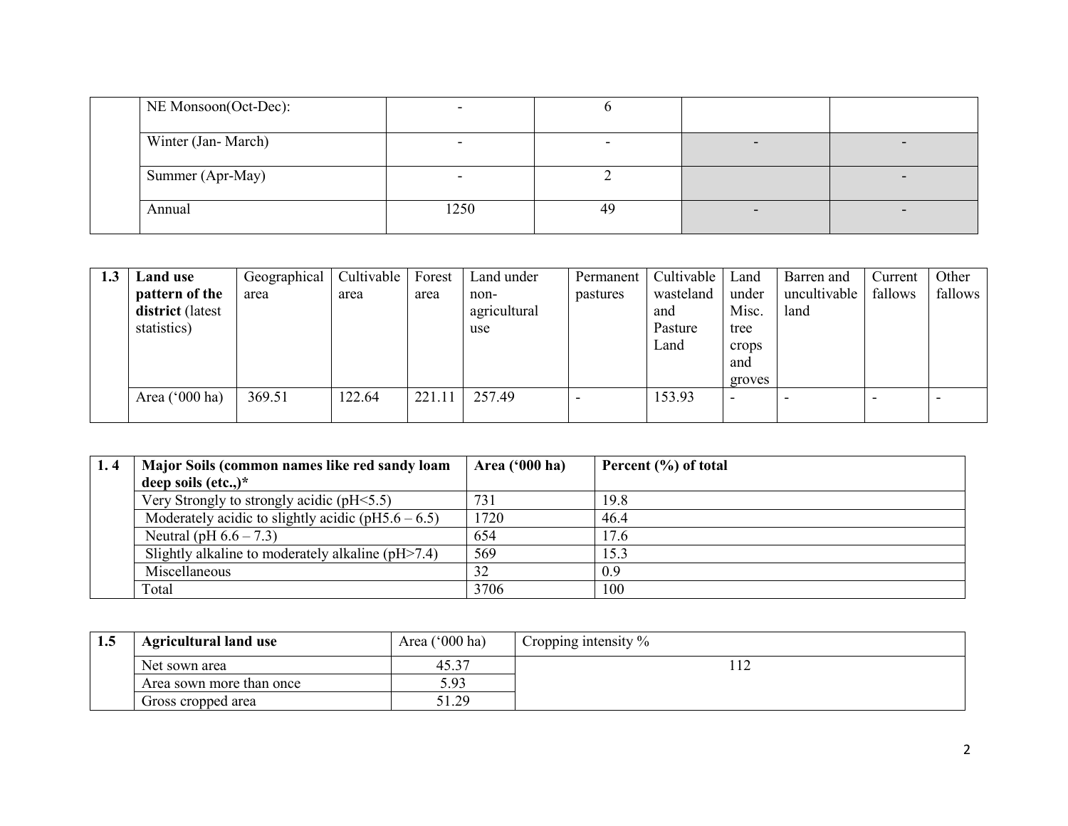|  | NE Monsoon(Oct-Dec): | - | 6 |  |  |
|---|---|---|---|---|---|
|  | Winter (Jan- March) | - | - | - | - |
|  | Summer (Apr-May) | - | 2 |  | - |
|  | Annual | 1250 | 49 | - | - |

| 1.3 | **Land use pattern of the district** (latest statistics) | Geographical area | Cultivable area | Forest area | Land under non-agricultural use | Permanent pastures | Cultivable wasteland and Pasture Land | Land under Misc. tree crops and groves | Barren and uncultivable land | Current fallows | Other fallows |
|---|---|---|---|---|---|---|---|---|---|---|---|
|  | Area ('000 ha) | 369.51 | 122.64 | 221.11 | 257.49 | - | 153.93 | - | - | - | - |

| 1. 4 | **Major Soils (common names like red sandy loam deep soils (etc.,)*** | **Area ('000 ha)** | **Percent (%) of total** |
|---|---|---|---|
|  | Very Strongly to strongly acidic (pH<5.5) | 731 | 19.8 |
|  | Moderately acidic to slightly acidic (pH5.6 – 6.5) | 1720 | 46.4 |
|  | Neutral (pH 6.6 – 7.3) | 654 | 17.6 |
|  | Slightly alkaline to moderately alkaline (pH>7.4) | 569 | 15.3 |
|  | Miscellaneous | 32 | 0.9 |
|  | Total | 3706 | 100 |

| 1.5 | **Agricultural land use** | Area ('000 ha) | Cropping intensity % |
|---|---|---|---|
|  | Net sown area | 45.37 | 112 |
|  | Area sown more than once | 5.93 |  |
|  | Gross cropped area | 51.29 |  |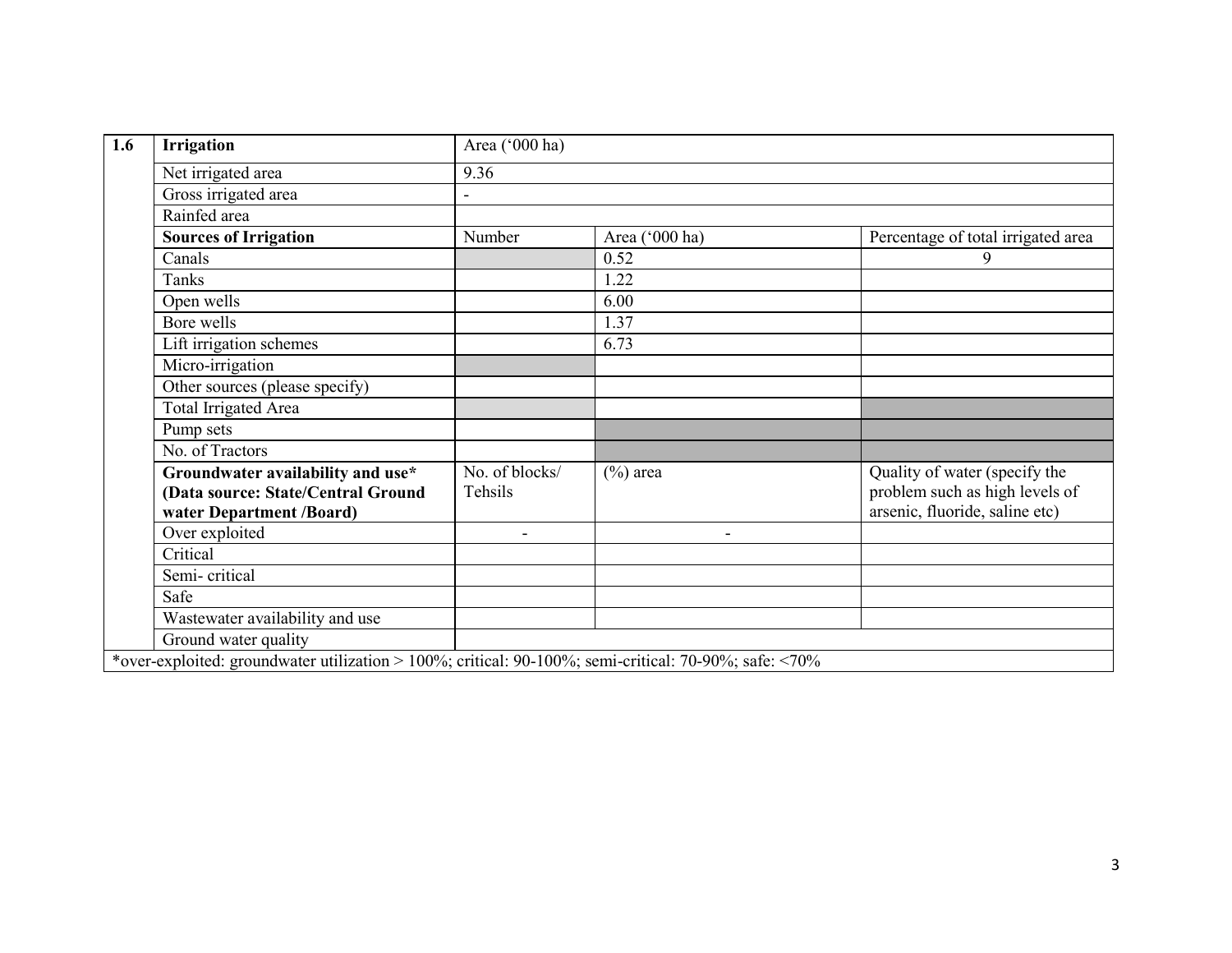| 1.6 | Irrigation | Area ('000 ha) | | |
|---|---|---|---|---|
| | Net irrigated area | 9.36 | | |
| | Gross irrigated area | - | | |
| | Rainfed area | | | |
| | **Sources of Irrigation** | Number | Area ('000 ha) | Percentage of total irrigated area |
| | Canals | | 0.52 | 9 |
| | Tanks | | 1.22 | |
| | Open wells | | 6.00 | |
| | Bore wells | | 1.37 | |
| | Lift irrigation schemes | | 6.73 | |
| | Micro-irrigation | | | |
| | Other sources (please specify) | | | |
| | Total Irrigated Area | | | |
| | Pump sets | | | |
| | No. of Tractors | | | |
| | **Groundwater availability and use* (Data source: State/Central Ground water Department /Board)** | No. of blocks/ Tehsils | (%) area | Quality of water (specify the problem such as high levels of arsenic, fluoride, saline etc) |
| | Over exploited | - | - | |
| | Critical | | | |
| | Semi- critical | | | |
| | Safe | | | |
| | Wastewater availability and use | | | |
| | Ground water quality | | | |

*over-exploited: groundwater utilization > 100%; critical: 90-100%; semi-critical: 70-90%; safe: <70%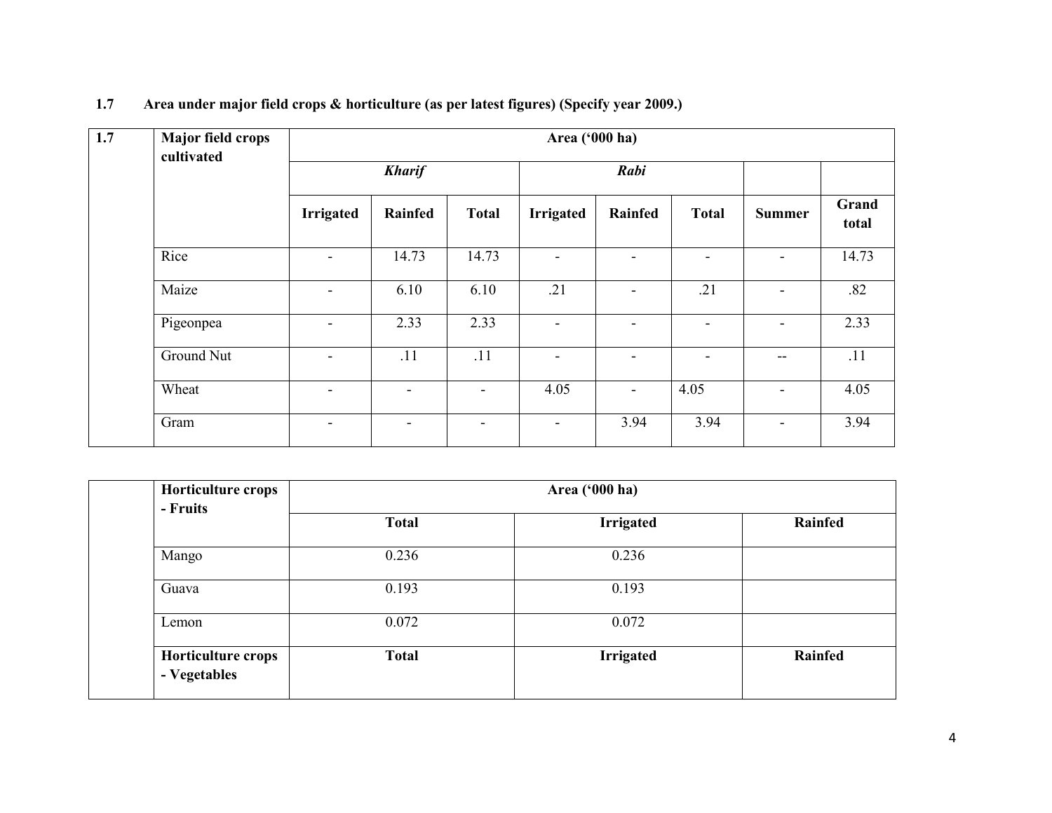**1.7 Area under major field crops & horticulture (as per latest figures) (Specify year 2009.)**

| 1.7 | Major field crops cultivated | Area ('000 ha) | | | | | | | |
|---|---|---|---|---|---|---|---|---|---|
| | | *Kharif* | | | *Rabi* | | | | |
| | | Irrigated | Rainfed | Total | Irrigated | Rainfed | Total | Summer | Grand total |
| | Rice | - | 14.73 | 14.73 | - | - | - | - | 14.73 |
| | Maize | - | 6.10 | 6.10 | .21 | - | .21 | - | .82 |
| | Pigeonpea | - | 2.33 | 2.33 | - | - | - | - | 2.33 |
| | Ground Nut | - | .11 | .11 | - | - | - | -- | .11 |
| | Wheat | - | - | - | 4.05 | - | 4.05 | - | 4.05 |
| | Gram | - | - | - | - | 3.94 | 3.94 | - | 3.94 |

| | Horticulture crops - Fruits | Area ('000 ha) | | |
|---|---|---|---|---|
| | | Total | Irrigated | Rainfed |
| | Mango | 0.236 | 0.236 | |
| | Guava | 0.193 | 0.193 | |
| | Lemon | 0.072 | 0.072 | |
| | **Horticulture crops - Vegetables** | **Total** | **Irrigated** | **Rainfed** |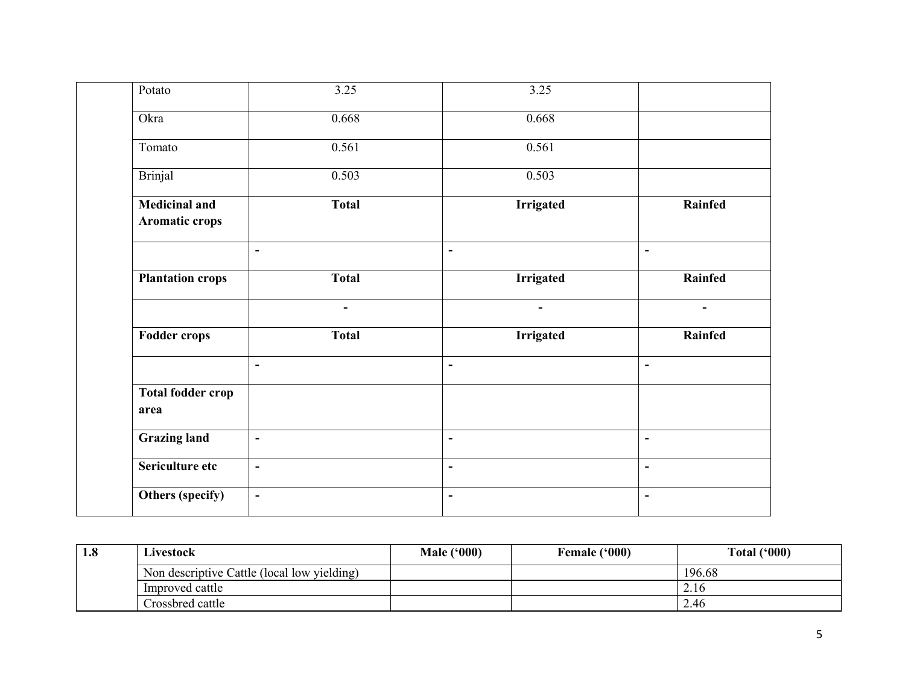| | Potato | 3.25 | 3.25 | |
|---|---|---|---|---|
| | Okra | 0.668 | 0.668 | |
| | Tomato | 0.561 | 0.561 | |
| | Brinjal | 0.503 | 0.503 | |
| | **Medicinal and Aromatic crops** | **Total** | **Irrigated** | **Rainfed** |
| | | - | - | - |
| | **Plantation crops** | **Total** | **Irrigated** | **Rainfed** |
| | | - | - | - |
| | **Fodder crops** | **Total** | **Irrigated** | **Rainfed** |
| | | - | - | - |
| | **Total fodder crop area** | | | |
| | **Grazing land** | - | - | - |
| | **Sericulture etc** | - | - | - |
| | **Others (specify)** | - | - | - |

| **1.8** | **Livestock** | **Male ('000)** | **Female ('000)** | **Total ('000)** |
|---|---|---|---|---|
| | Non descriptive Cattle (local low yielding) | | | 196.68 |
| | Improved cattle | | | 2.16 |
| | Crossbred cattle | | | 2.46 |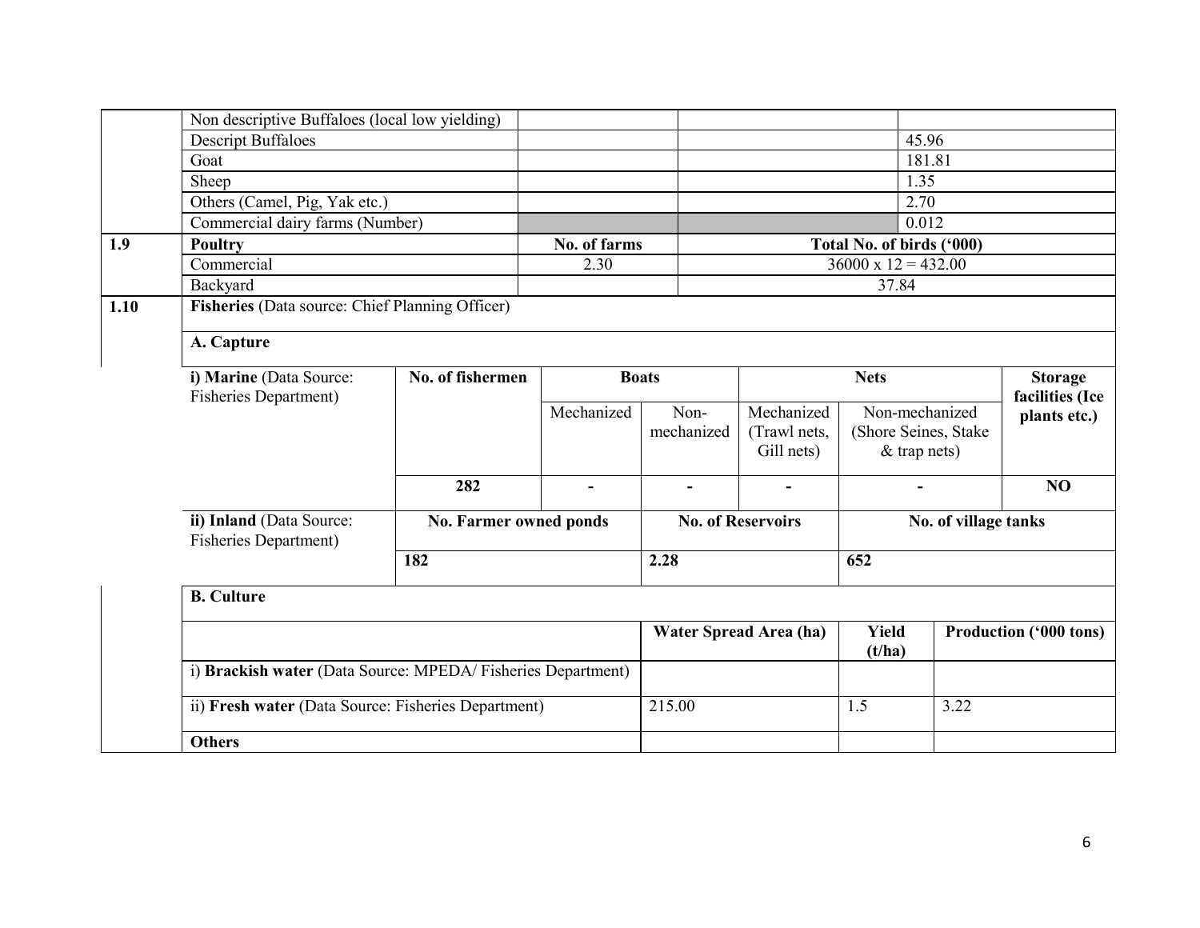| | | | | |
|---|---|---|---|---|
| | Non descriptive Buffaloes (local low yielding) | | | |
| | Descript Buffaloes | | | 45.96 |
| | Goat | | | 181.81 |
| | Sheep | | | 1.35 |
| | Others (Camel, Pig, Yak etc.) | | | 2.70 |
| | Commercial dairy farms (Number) | | | 0.012 |
| **1.9** | **Poultry** | **No. of farms** | **Total No. of birds ('000)** | |
| | Commercial | 2.30 | 36000 x 12 = 432.00 | |
| | Backyard | | 37.84 | |

**1.10** **Fisheries** (Data source: Chief Planning Officer)

**A. Capture**

| **i) Marine** (Data Source: Fisheries Department) | **No. of fishermen** | **Boats** | | **Nets** | | **Storage facilities (Ice plants etc.)** |
|---|---|---|---|---|---|---|
| | | Mechanized | Non-mechanized | Mechanized (Trawl nets, Gill nets) | Non-mechanized (Shore Seines, Stake & trap nets) | |
| | **282** | **-** | **-** | **-** | **-** | **NO** |

| **ii) Inland** (Data Source: Fisheries Department) | **No. Farmer owned ponds** | **No. of Reservoirs** | **No. of village tanks** |
|---|---|---|---|
| | **182** | **2.28** | **652** |

**B. Culture**

| | Water Spread Area (ha) | Yield (t/ha) | Production ('000 tons) |
|---|---|---|---|
| i) **Brackish water** (Data Source: MPEDA/ Fisheries Department) | | | |
| ii) **Fresh water** (Data Source: Fisheries Department) | 215.00 | 1.5 | 3.22 |
| **Others** | | | |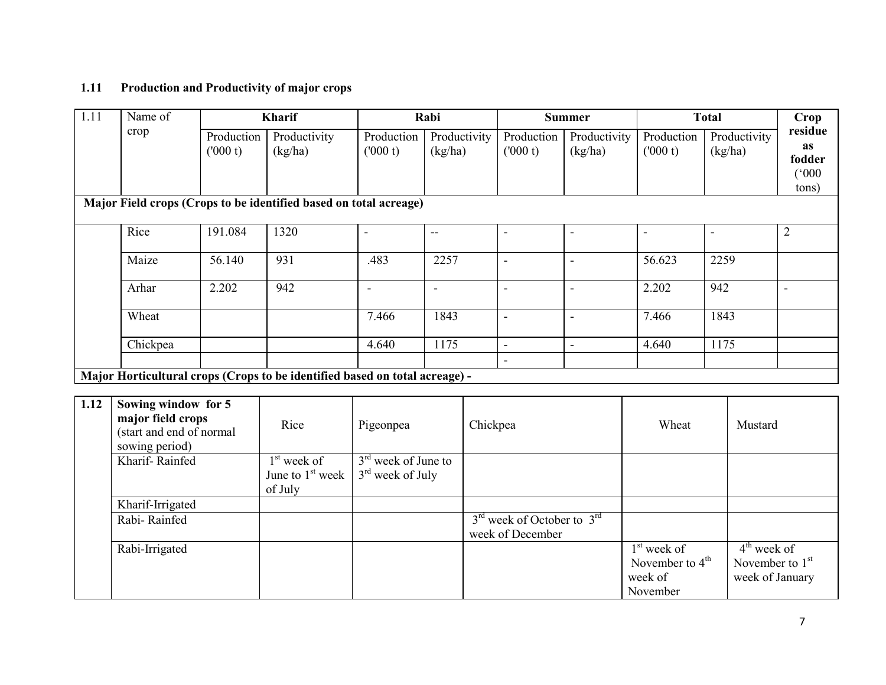### 1.11 Production and Productivity of major crops

| 1.11 | Name of crop | Kharif | | Rabi | | Summer | | Total | | Crop residue as fodder ('000 tons) |
|---|---|---|---|---|---|---|---|---|---|---|
| | | Production ('000 t) | Productivity (kg/ha) | Production ('000 t) | Productivity (kg/ha) | Production ('000 t) | Productivity (kg/ha) | Production ('000 t) | Productivity (kg/ha) | |
| **Major Field crops (Crops to be identified based on total acreage)** | | | | | | | | | | |
| | Rice | 191.084 | 1320 | - | -- | - | - | - | - | 2 |
| | Maize | 56.140 | 931 | .483 | 2257 | - | - | 56.623 | 2259 | |
| | Arhar | 2.202 | 942 | - | - | - | - | 2.202 | 942 | - |
| | Wheat | | | 7.466 | 1843 | - | - | 7.466 | 1843 | |
| | Chickpea | | | 4.640 | 1175 | - | - | 4.640 | 1175 | |
| | | | | | | - | | | | |
| **Major Horticultural crops (Crops to be identified based on total acreage) -** | | | | | | | | | | |

| 1.12 | Sowing window for 5 major field crops (start and end of normal sowing period) | Rice | Pigeonpea | Chickpea | Wheat | Mustard |
|---|---|---|---|---|---|---|
| | Kharif- Rainfed | 1st week of June to 1st week of July | 3rd week of June to 3rd week of July | | | |
| | Kharif-Irrigated | | | | | |
| | Rabi- Rainfed | | | 3rd week of October to 3rd week of December | | |
| | Rabi-Irrigated | | | | 1st week of November to 4th week of November | 4th week of November to 1st week of January |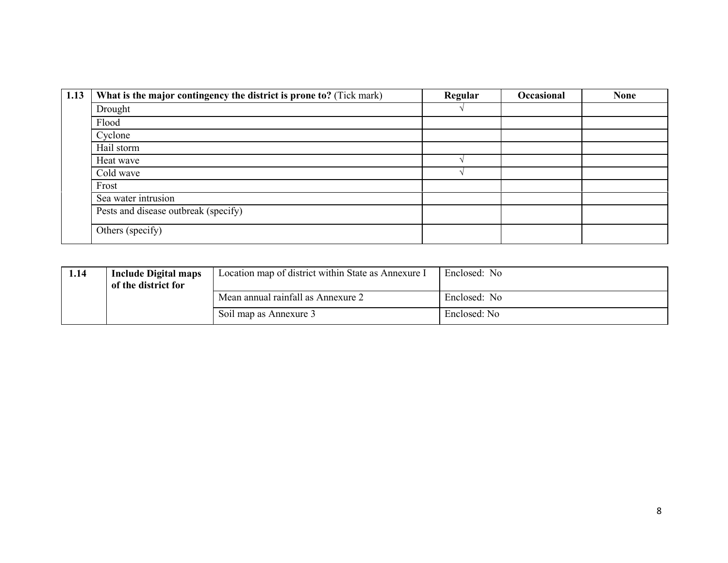| 1.13 | What is the major contingency the district is prone to? (Tick mark) | Regular | Occasional | None |
|---|---|---|---|---|
| | Drought | √ | | |
| | Flood | | | |
| | Cyclone | | | |
| | Hail storm | | | |
| | Heat wave | √ | | |
| | Cold wave | √ | | |
| | Frost | | | |
| | Sea water intrusion | | | |
| | Pests and disease outbreak (specify) | | | |
| | Others (specify) | | | |

| 1.14 | Include Digital maps of the district for | Location map of district within State as Annexure I | Enclosed: No |
|---|---|---|---|
| | | Mean annual rainfall as Annexure 2 | Enclosed: No |
| | | Soil map as Annexure 3 | Enclosed: No |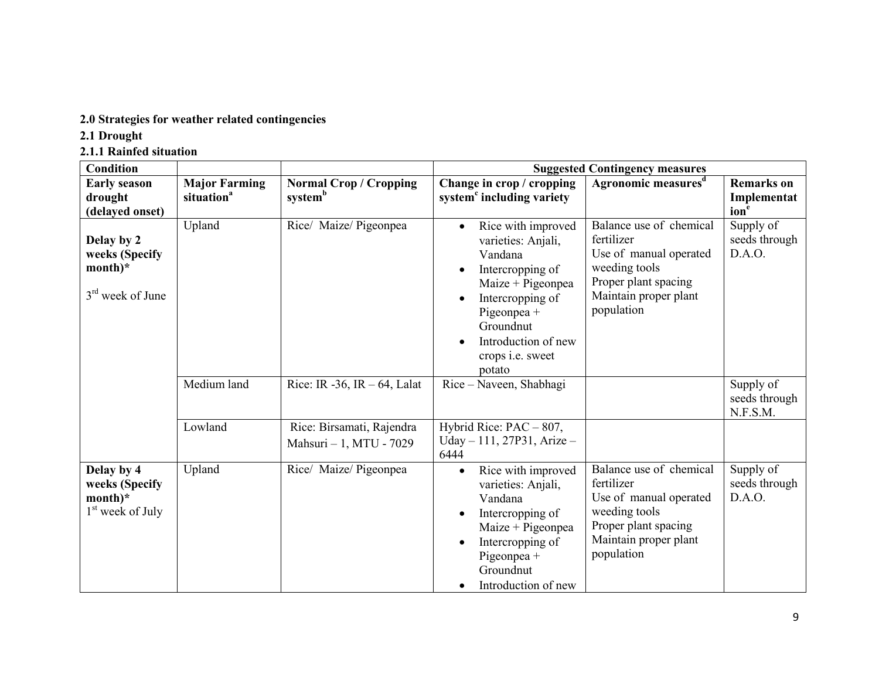**2.0 Strategies for weather related contingencies**

**2.1 Drought**

**2.1.1 Rainfed situation**

| **Condition** | | | **Suggested Contingency measures** | | |
|---|---|---|---|---|---|
| **Early season drought (delayed onset)** | **Major Farming situation[a]** | **Normal Crop / Cropping system[b]** | **Change in crop / cropping system[c] including variety** | **Agronomic measures[d]** | **Remarks on Implementation[e]** |
| **Delay by 2 weeks (Specify month)*** 3rd week of June | Upland | Rice/ Maize/ Pigeonpea | • Rice with improved varieties: Anjali, Vandana<br>• Intercropping of Maize + Pigeonpea<br>• Intercropping of Pigeonpea + Groundnut<br>• Introduction of new crops i.e. sweet potato | Balance use of chemical fertilizer<br>Use of manual operated weeding tools<br>Proper plant spacing<br>Maintain proper plant population | Supply of seeds through D.A.O. |
| | Medium land | Rice: IR -36, IR – 64, Lalat | Rice – Naveen, Shabhagi | | Supply of seeds through N.F.S.M. |
| | Lowland | Rice: Birsamati, Rajendra Mahsuri – 1, MTU - 7029 | Hybrid Rice: PAC – 807, Uday – 111, 27P31, Arize – 6444 | | |
| **Delay by 4 weeks (Specify month)*** 1st week of July | Upland | Rice/ Maize/ Pigeonpea | • Rice with improved varieties: Anjali, Vandana<br>• Intercropping of Maize + Pigeonpea<br>• Intercropping of Pigeonpea + Groundnut<br>• Introduction of new | Balance use of chemical fertilizer<br>Use of manual operated weeding tools<br>Proper plant spacing<br>Maintain proper plant population | Supply of seeds through D.A.O. |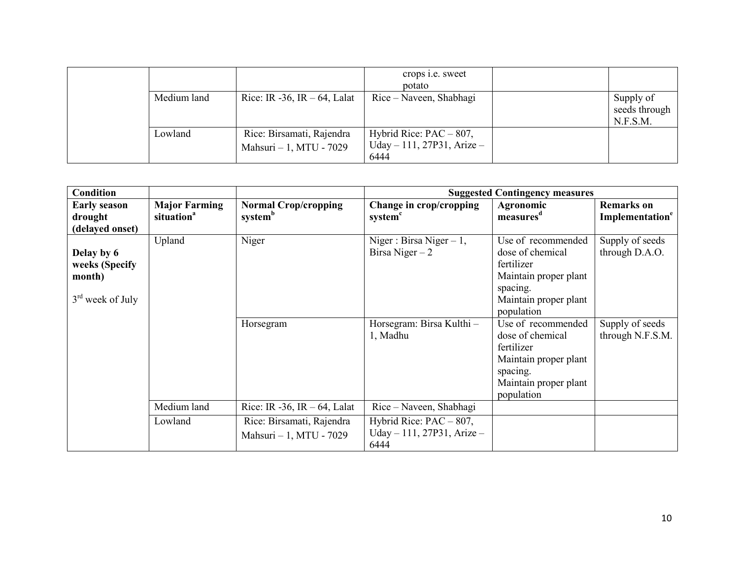| | | | | | |
|---|---|---|---|---|---|
| | | | crops i.e. sweet potato | | |
| | Medium land | Rice: IR -36, IR – 64, Lalat | Rice – Naveen, Shabhagi | | Supply of seeds through N.F.S.M. |
| | Lowland | Rice: Birsamati, Rajendra Mahsuri – 1, MTU - 7029 | Hybrid Rice: PAC – 807, Uday – 111, 27P31, Arize – 6444 | | |

| Condition | | | Suggested Contingency measures | | |
|---|---|---|---|---|---|
| **Early season drought (delayed onset)** | **Major Farming situation[a]** | **Normal Crop/cropping system[b]** | **Change in crop/cropping system[c]** | **Agronomic measures[d]** | **Remarks on Implementation[e]** |
| **Delay by 6 weeks (Specify month)** 3rd week of July | Upland | Niger | Niger : Birsa Niger – 1, Birsa Niger – 2 | Use of recommended dose of chemical fertilizer Maintain proper plant spacing. Maintain proper plant population | Supply of seeds through D.A.O. |
| | | Horsegram | Horsegram: Birsa Kulthi – 1, Madhu | Use of recommended dose of chemical fertilizer Maintain proper plant spacing. Maintain proper plant population | Supply of seeds through N.F.S.M. |
| | Medium land | Rice: IR -36, IR – 64, Lalat | Rice – Naveen, Shabhagi | | |
| | Lowland | Rice: Birsamati, Rajendra Mahsuri – 1, MTU - 7029 | Hybrid Rice: PAC – 807, Uday – 111, 27P31, Arize – 6444 | | |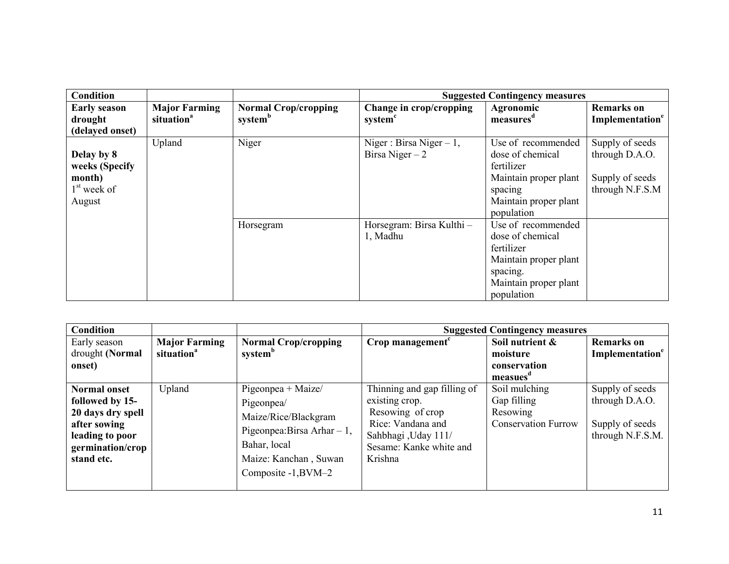| **Condition** | | | **Suggested Contingency measures** | | |
|---|---|---|---|---|---|
| **Early season drought (delayed onset)** | **Major Farming situation**[a] | **Normal Crop/cropping system**[b] | **Change in crop/cropping system**[c] | **Agronomic measures**[d] | **Remarks on Implementation**[e] |
| **Delay by 8 weeks (Specify month)** 1[st] week of August | Upland | Niger | Niger : Birsa Niger – 1, Birsa Niger – 2 | Use of recommended dose of chemical fertilizer<br>Maintain proper plant spacing<br>Maintain proper plant population | Supply of seeds through D.A.O.<br><br>Supply of seeds through N.F.S.M |
| | | Horsegram | Horsegram: Birsa Kulthi – 1, Madhu | Use of recommended dose of chemical fertilizer<br>Maintain proper plant spacing.<br>Maintain proper plant population | |

| **Condition** | | | **Suggested Contingency measures** | | |
|---|---|---|---|---|---|
| Early season drought **(Normal onset)** | **Major Farming situation**[a] | **Normal Crop/cropping system**[b] | **Crop management**[c] | **Soil nutrient & moisture conservation measues**[d] | **Remarks on Implementation**[e] |
| **Normal onset followed by 15-20 days dry spell after sowing leading to poor germination/crop stand etc.** | Upland | Pigeonpea + Maize/<br>Pigeonpea/<br>Maize/Rice/Blackgram<br>Pigeonpea:Birsa Arhar – 1, Bahar, local<br>Maize: Kanchan , Suwan Composite -1,BVM–2 | Thinning and gap filling of existing crop.<br>Resowing of crop<br>Rice: Vandana and Sahbhagi ,Uday 111/<br>Sesame: Kanke white and Krishna | Soil mulching<br>Gap filling<br>Resowing<br>Conservation Furrow | Supply of seeds through D.A.O.<br><br>Supply of seeds through N.F.S.M. |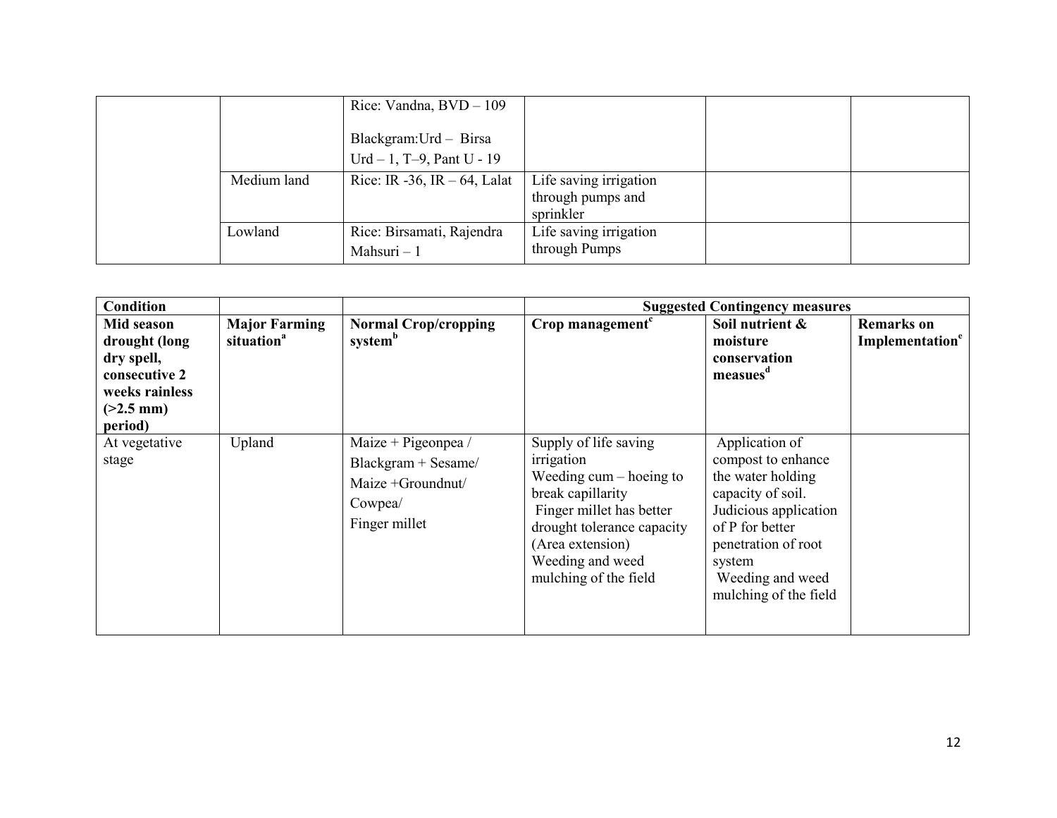| | | | | | |
|---|---|---|---|---|---|
| | | Rice: Vandna, BVD – 109<br><br>Blackgram:Urd – Birsa Urd – 1, T–9, Pant U - 19 | | | |
| | Medium land | Rice: IR -36, IR – 64, Lalat | Life saving irrigation through pumps and sprinkler | | |
| | Lowland | Rice: Birsamati, Rajendra Mahsuri – 1 | Life saving irrigation through Pumps | | |

| **Condition** | | | **Suggested Contingency measures** | | |
|---|---|---|---|---|---|
| **Mid season drought (long dry spell, consecutive 2 weeks rainless (>2.5 mm) period)** | **Major Farming situation[a]** | **Normal Crop/cropping system[b]** | **Crop management[c]** | **Soil nutrient & moisture conservation measues[d]** | **Remarks on Implementation[e]** |
| At vegetative stage | Upland | Maize + Pigeonpea / Blackgram + Sesame/ Maize +Groundnut/ Cowpea/ Finger millet | Supply of life saving irrigation<br>Weeding cum – hoeing to break capillarity<br>Finger millet has better drought tolerance capacity (Area extension)<br>Weeding and weed mulching of the field | Application of compost to enhance the water holding capacity of soil.<br>Judicious application of P for better penetration of root system<br>Weeding and weed mulching of the field | |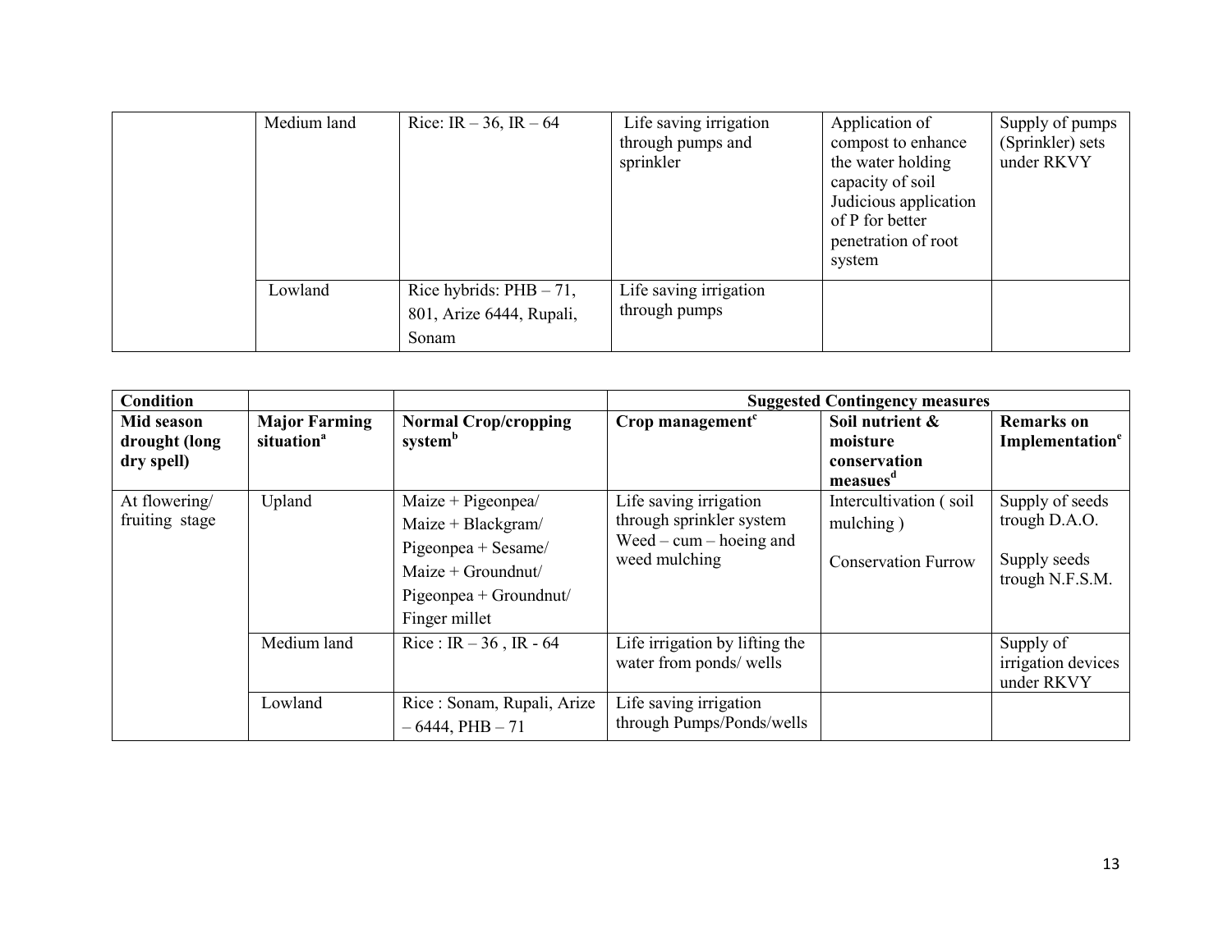| | | | | | |
|---|---|---|---|---|---|
| | Medium land | Rice: IR – 36, IR – 64 | Life saving irrigation through pumps and sprinkler | Application of compost to enhance the water holding capacity of soil Judicious application of P for better penetration of root system | Supply of pumps (Sprinkler) sets under RKVY |
| | Lowland | Rice hybrids: PHB – 71, 801, Arize 6444, Rupali, Sonam | Life saving irrigation through pumps | | |

| Condition | | | Suggested Contingency measures | | |
|---|---|---|---|---|---|
| **Mid season drought (long dry spell)** | **Major Farming situation[a]** | **Normal Crop/cropping system[b]** | **Crop management[c]** | **Soil nutrient & moisture conservation measues[d]** | **Remarks on Implementation[e]** |
| At flowering/ fruiting stage | Upland | Maize + Pigeonpea/ Maize + Blackgram/ Pigeonpea + Sesame/ Maize + Groundnut/ Pigeonpea + Groundnut/ Finger millet | Life saving irrigation through sprinkler system Weed – cum – hoeing and weed mulching | Intercultivation ( soil mulching ) Conservation Furrow | Supply of seeds trough D.A.O. Supply seeds trough N.F.S.M. |
| | Medium land | Rice : IR – 36 , IR - 64 | Life irrigation by lifting the water from ponds/ wells | | Supply of irrigation devices under RKVY |
| | Lowland | Rice : Sonam, Rupali, Arize – 6444, PHB – 71 | Life saving irrigation through Pumps/Ponds/wells | | |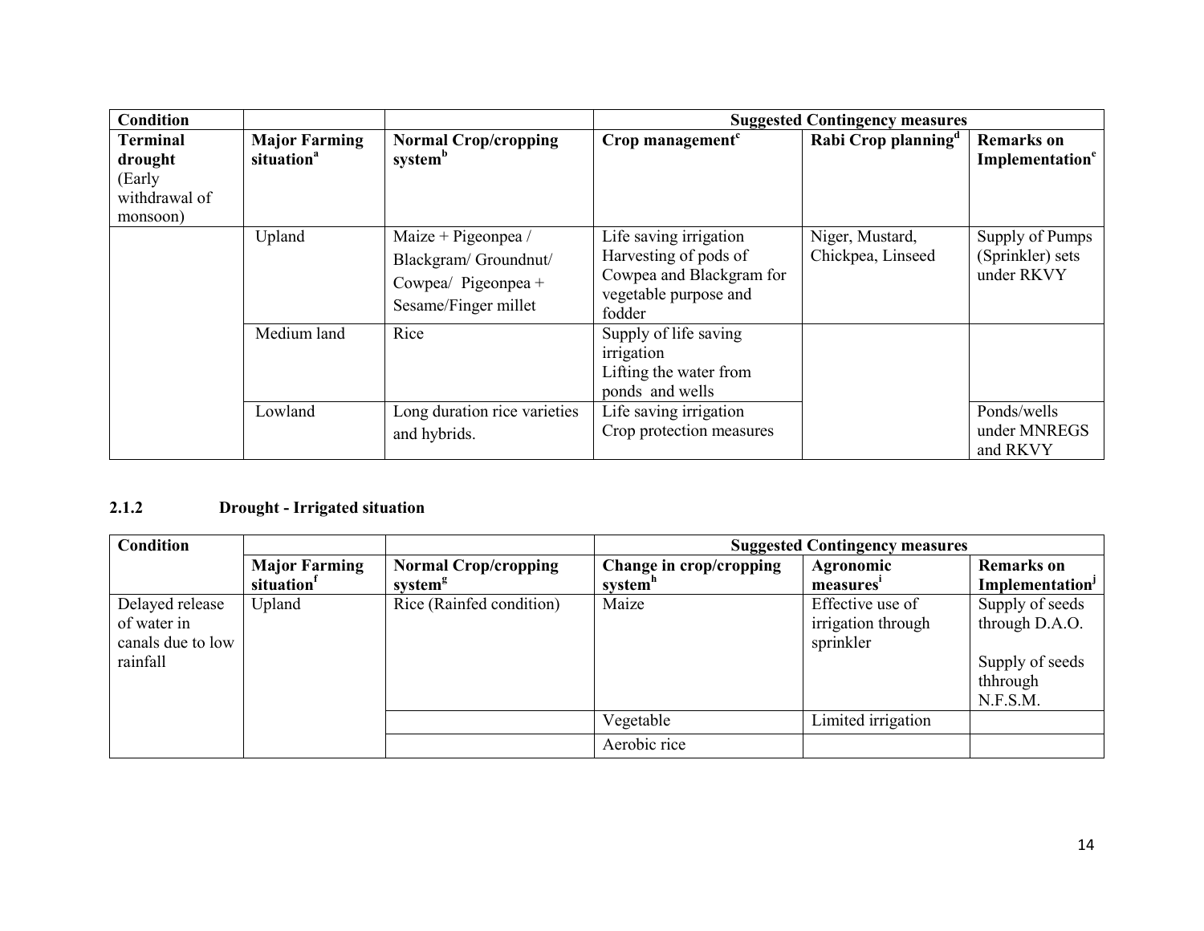| Condition | | | Suggested Contingency measures | | |
|---|---|---|---|---|---|
| **Terminal drought** (Early withdrawal of monsoon) | **Major Farming situation**[a] | **Normal Crop/cropping system**[b] | **Crop management**[c] | **Rabi Crop planning**[d] | **Remarks on Implementation**[e] |
| | Upland | Maize + Pigeonpea / Blackgram/ Groundnut/ Cowpea/ Pigeonpea + Sesame/Finger millet | Life saving irrigation Harvesting of pods of Cowpea and Blackgram for vegetable purpose and fodder | Niger, Mustard, Chickpea, Linseed | Supply of Pumps (Sprinkler) sets under RKVY |
| | Medium land | Rice | Supply of life saving irrigation Lifting the water from ponds and wells | | |
| | Lowland | Long duration rice varieties and hybrids. | Life saving irrigation Crop protection measures | | Ponds/wells under MNREGS and RKVY |

### 2.1.2 Drought - Irrigated situation

| Condition | | | Suggested Contingency measures | | |
|---|---|---|---|---|---|
| | **Major Farming situation**[f] | **Normal Crop/cropping system**[g] | **Change in crop/cropping system**[h] | **Agronomic measures**[i] | **Remarks on Implementation**[j] |
| Delayed release of water in canals due to low rainfall | Upland | Rice (Rainfed condition) | Maize | Effective use of irrigation through sprinkler | Supply of seeds through D.A.O.<br><br>Supply of seeds thhrough N.F.S.M. |
| | | | Vegetable | Limited irrigation | |
| | | | Aerobic rice | | |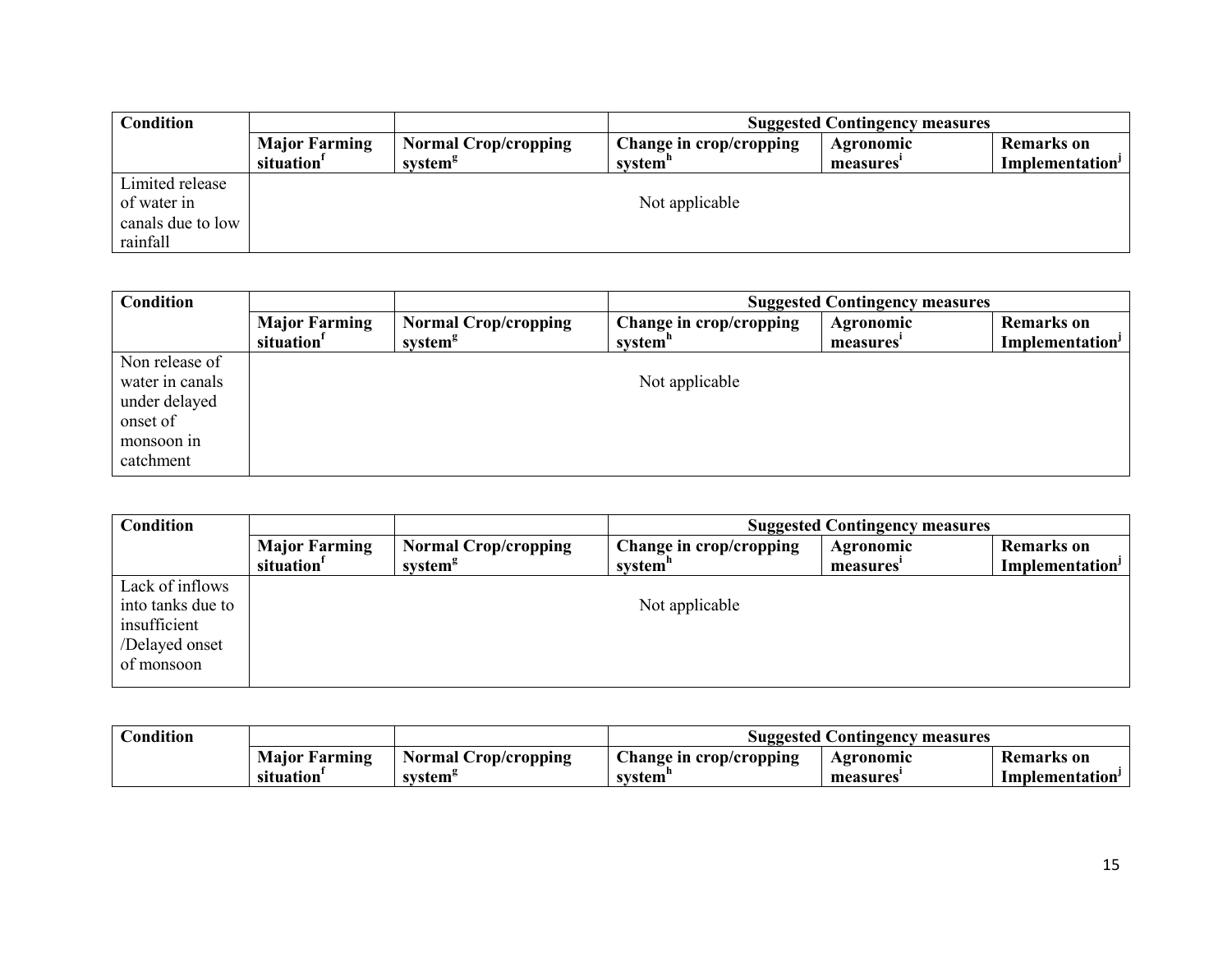| Condition | | | Suggested Contingency measures | | |
|---|---|---|---|---|---|
| | Major Farming situation[f] | Normal Crop/cropping system[g] | Change in crop/cropping system[h] | Agronomic measures[i] | Remarks on Implementation[j] |
| Limited release of water in canals due to low rainfall | Not applicable | | | | |

| Condition | | | Suggested Contingency measures | | |
|---|---|---|---|---|---|
| | Major Farming situation[f] | Normal Crop/cropping system[g] | Change in crop/cropping system[h] | Agronomic measures[i] | Remarks on Implementation[j] |
| Non release of water in canals under delayed onset of monsoon in catchment | Not applicable | | | | |

| Condition | | | Suggested Contingency measures | | |
|---|---|---|---|---|---|
| | Major Farming situation[f] | Normal Crop/cropping system[g] | Change in crop/cropping system[h] | Agronomic measures[i] | Remarks on Implementation[j] |
| Lack of inflows into tanks due to insufficient /Delayed onset of monsoon | Not applicable | | | | |

| Condition | | | Suggested Contingency measures | | |
|---|---|---|---|---|---|
| | Major Farming situation[f] | Normal Crop/cropping system[g] | Change in crop/cropping system[h] | Agronomic measures[i] | Remarks on Implementation[j] |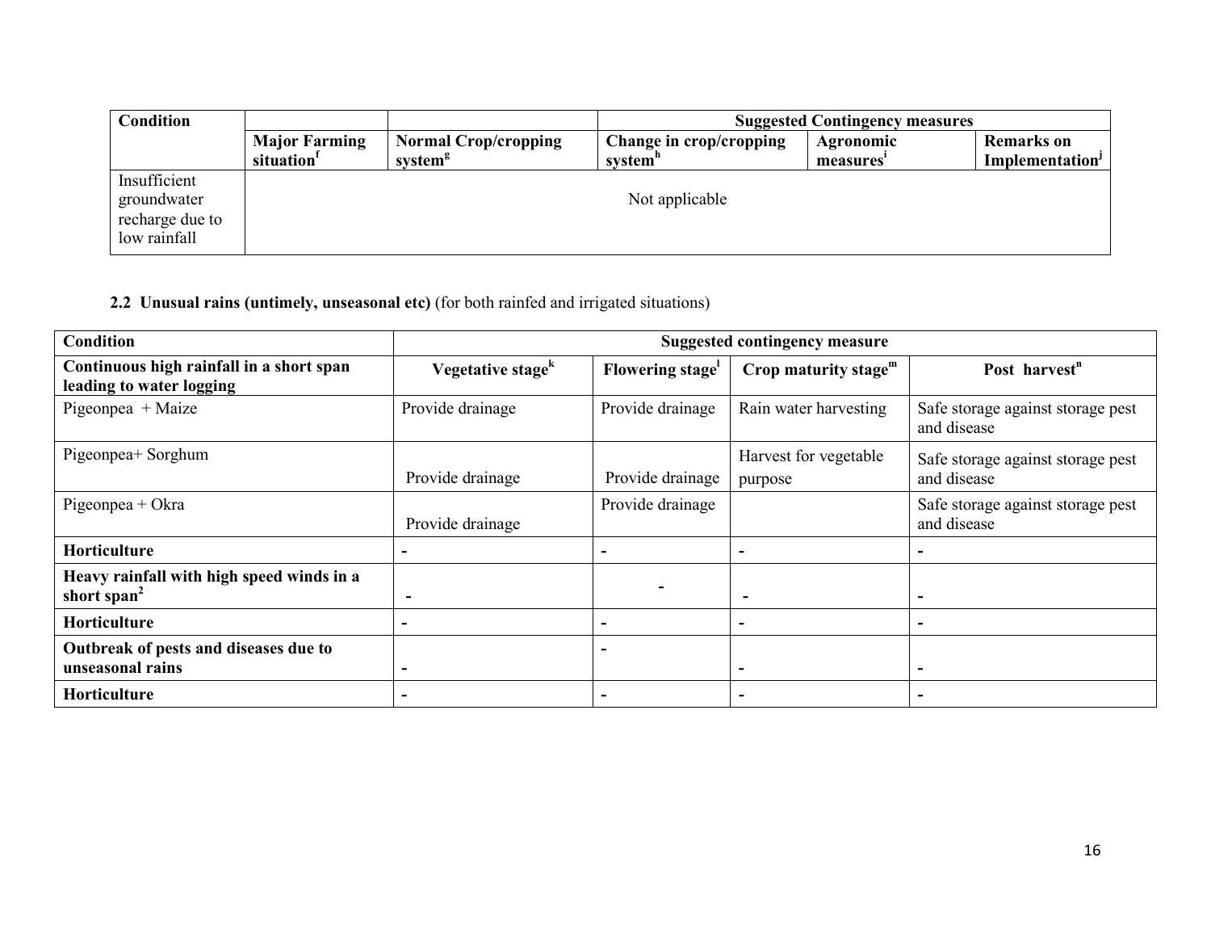| Condition | | | Suggested Contingency measures | | |
|---|---|---|---|---|---|
| | **Major Farming situation[f]** | **Normal Crop/cropping system[g]** | **Change in crop/cropping system[h]** | **Agronomic measures[i]** | **Remarks on Implementation[j]** |
| Insufficient groundwater recharge due to low rainfall | Not applicable | | | | |

**2.2 Unusual rains (untimely, unseasonal etc)** (for both rainfed and irrigated situations)

| Condition | Suggested contingency measure | | | |
|---|---|---|---|---|
| **Continuous high rainfall in a short span leading to water logging** | **Vegetative stage[k]** | **Flowering stage[l]** | **Crop maturity stage[m]** | **Post harvest[n]** |
| Pigeonpea + Maize | Provide drainage | Provide drainage | Rain water harvesting | Safe storage against storage pest and disease |
| Pigeonpea+ Sorghum | Provide drainage | Provide drainage | Harvest for vegetable purpose | Safe storage against storage pest and disease |
| Pigeonpea + Okra | Provide drainage | Provide drainage | | Safe storage against storage pest and disease |
| **Horticulture** | - | - | - | - |
| **Heavy rainfall with high speed winds in a short span[2]** | - | - | - | - |
| **Horticulture** | - | - | - | - |
| **Outbreak of pests and diseases due to unseasonal rains** | - | - | - | - |
| **Horticulture** | - | - | - | - |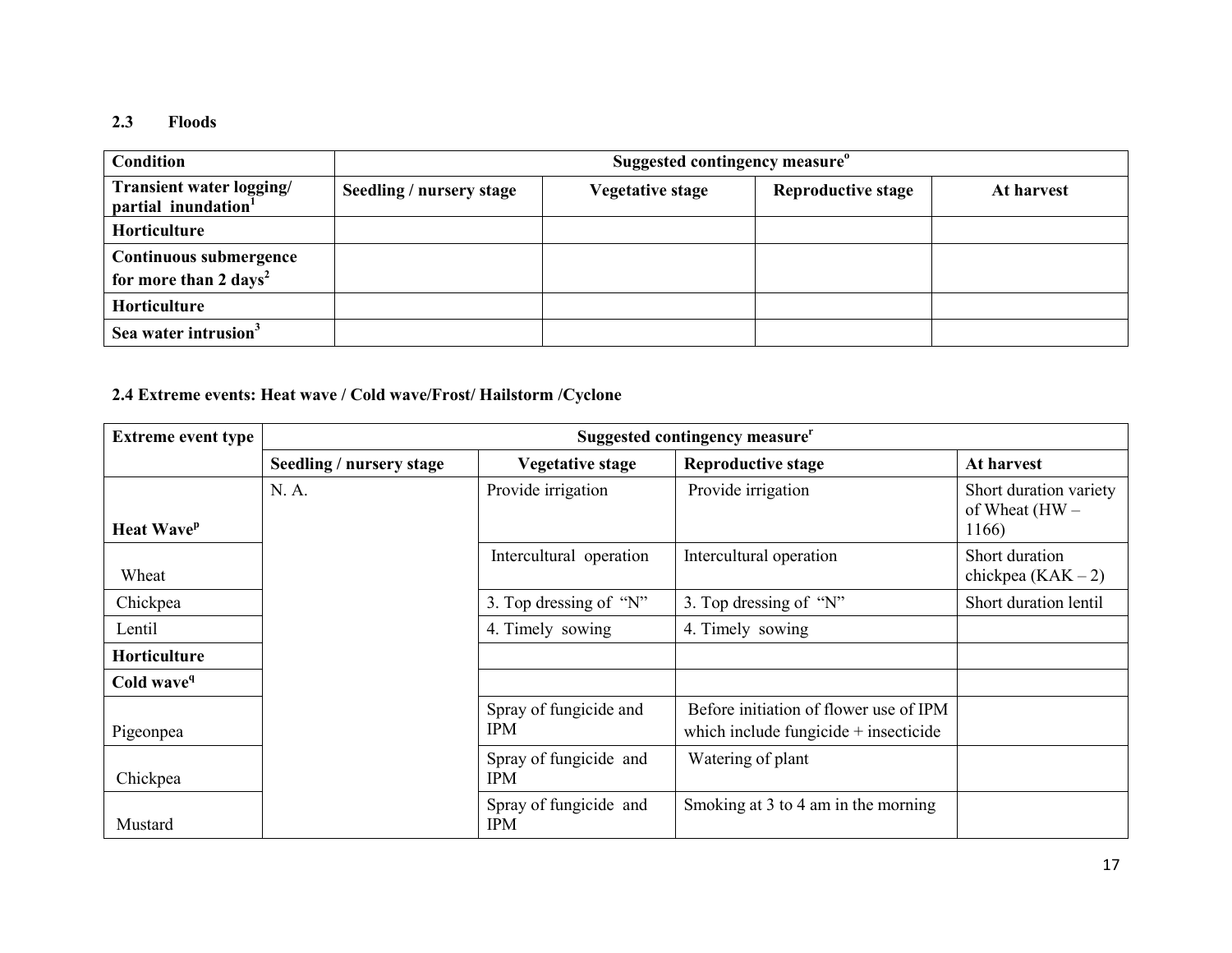### 2.3 Floods

| Condition | Suggested contingency measure[o] | | | |
|---|---|---|---|---|
| **Transient water logging/ partial inundation[1]** | **Seedling / nursery stage** | **Vegetative stage** | **Reproductive stage** | **At harvest** |
| **Horticulture** | | | | |
| **Continuous submergence for more than 2 days[2]** | | | | |
| **Horticulture** | | | | |
| **Sea water intrusion[3]** | | | | |

### 2.4 Extreme events: Heat wave / Cold wave/Frost/ Hailstorm /Cyclone

| Extreme event type | Suggested contingency measure[r] | | | |
|---|---|---|---|---|
| | **Seedling / nursery stage** | **Vegetative stage** | **Reproductive stage** | **At harvest** |
| **Heat Wave[p]** | N. A. | Provide irrigation | Provide irrigation | Short duration variety of Wheat (HW – 1166) |
| Wheat | | Intercultural operation | Intercultural operation | Short duration chickpea (KAK – 2) |
| Chickpea | | 3. Top dressing of "N" | 3. Top dressing of "N" | Short duration lentil |
| Lentil | | 4. Timely sowing | 4. Timely sowing | |
| **Horticulture** | | | | |
| **Cold wave[q]** | | | | |
| Pigeonpea | | Spray of fungicide and IPM | Before initiation of flower use of IPM which include fungicide + insecticide | |
| Chickpea | | Spray of fungicide and IPM | Watering of plant | |
| Mustard | | Spray of fungicide and IPM | Smoking at 3 to 4 am in the morning | |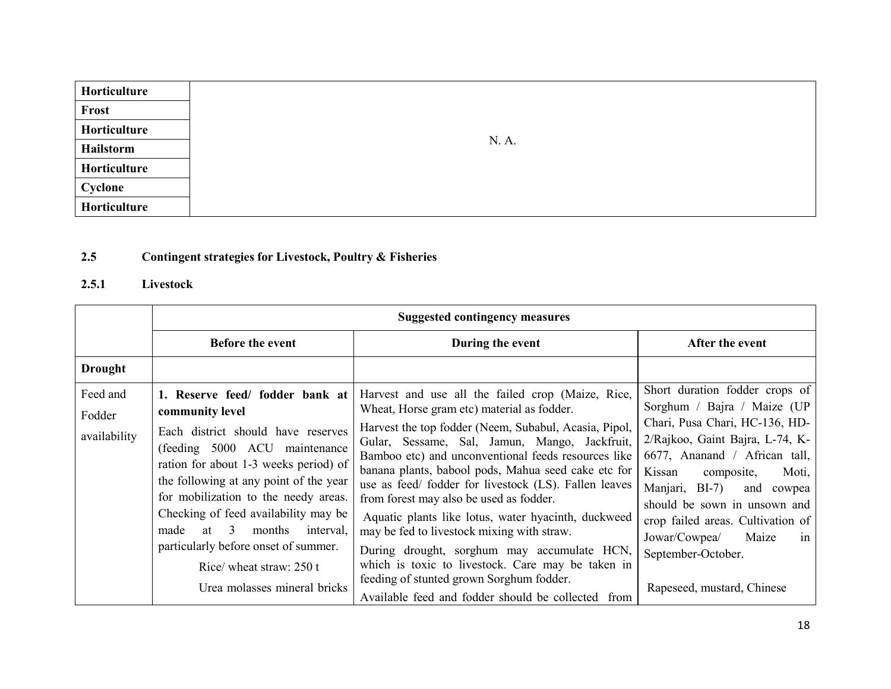| Horticulture | N. A. |
|---|---|
| Frost | |
| Horticulture | |
| Hailstorm | |
| Horticulture | |
| Cyclone | |
| Horticulture | |

**2.5 Contingent strategies for Livestock, Poultry & Fisheries**

**2.5.1 Livestock**

| | Suggested contingency measures | | |
|---|---|---|---|
| | **Before the event** | **During the event** | **After the event** |
| **Drought** | | | |
| Feed and Fodder availability | **1. Reserve feed/ fodder bank at community level**<br>Each district should have reserves (feeding 5000 ACU maintenance ration for about 1-3 weeks period) of the following at any point of the year for mobilization to the needy areas. Checking of feed availability may be made at 3 months interval, particularly before onset of summer.<br>Rice/ wheat straw: 250 t<br>Urea molasses mineral bricks | Harvest and use all the failed crop (Maize, Rice, Wheat, Horse gram etc) material as fodder.<br>Harvest the top fodder (Neem, Subabul, Acasia, Pipol, Gular, Sessame, Sal, Jamun, Mango, Jackfruit, Bamboo etc) and unconventional feeds resources like banana plants, babool pods, Mahua seed cake etc for use as feed/ fodder for livestock (LS). Fallen leaves from forest may also be used as fodder.<br>Aquatic plants like lotus, water hyacinth, duckweed may be fed to livestock mixing with straw.<br>During drought, sorghum may accumulate HCN, which is toxic to livestock. Care may be taken in feeding of stunted grown Sorghum fodder.<br>Available feed and fodder should be collected from | Short duration fodder crops of Sorghum / Bajra / Maize (UP Chari, Pusa Chari, HC-136, HD-2/Rajkoo, Gaint Bajra, L-74, K-6677, Ananand / African tall, Kissan composite, Moti, Manjari, BI-7) and cowpea should be sown in unsown and crop failed areas. Cultivation of Jowar/Cowpea/ Maize in September-October.<br>Rapeseed, mustard, Chinese |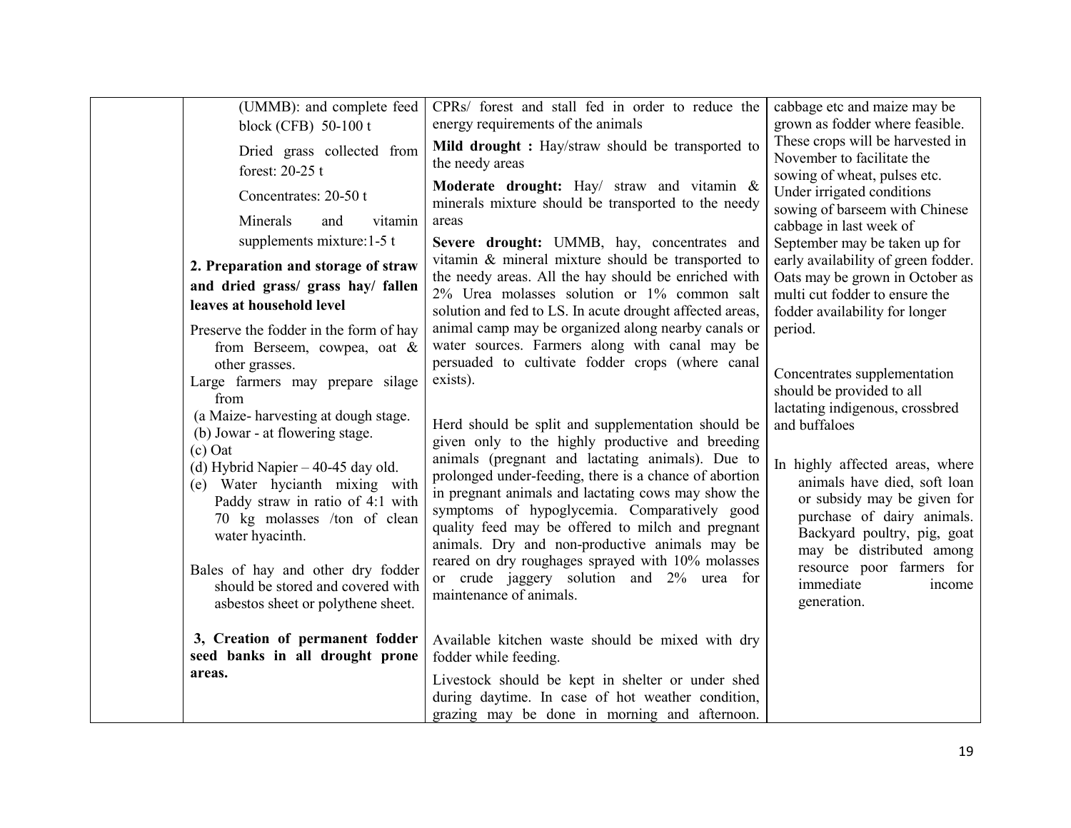| | | | |
|---|---|---|---|
| | (UMMB): and complete feed block (CFB) 50-100 t<br><br>Dried grass collected from forest: 20-25 t<br><br>Concentrates: 20-50 t<br><br>Minerals and vitamin supplements mixture:1-5 t<br><br>**2. Preparation and storage of straw and dried grass/ grass hay/ fallen leaves at household level**<br><br>Preserve the fodder in the form of hay from Berseem, cowpea, oat & other grasses.<br>Large farmers may prepare silage from<br>(a Maize- harvesting at dough stage.<br>(b) Jowar - at flowering stage.<br>(c) Oat<br>(d) Hybrid Napier – 40-45 day old.<br>(e) Water hycianth mixing with Paddy straw in ratio of 4:1 with 70 kg molasses /ton of clean water hyacinth.<br><br>Bales of hay and other dry fodder should be stored and covered with asbestos sheet or polythene sheet.<br><br>**3, Creation of permanent fodder seed banks in all drought prone areas.** | CPRs/ forest and stall fed in order to reduce the energy requirements of the animals<br><br>**Mild drought :** Hay/straw should be transported to the needy areas<br><br>**Moderate drought:** Hay/ straw and vitamin & minerals mixture should be transported to the needy areas<br><br>**Severe drought:** UMMB, hay, concentrates and vitamin & mineral mixture should be transported to the needy areas. All the hay should be enriched with 2% Urea molasses solution or 1% common salt solution and fed to LS. In acute drought affected areas, animal camp may be organized along nearby canals or water sources. Farmers along with canal may be persuaded to cultivate fodder crops (where canal exists).<br><br>Herd should be split and supplementation should be given only to the highly productive and breeding animals (pregnant and lactating animals). Due to prolonged under-feeding, there is a chance of abortion in pregnant animals and lactating cows may show the symptoms of hypoglycemia. Comparatively good quality feed may be offered to milch and pregnant animals. Dry and non-productive animals may be reared on dry roughages sprayed with 10% molasses or crude jaggery solution and 2% urea for maintenance of animals.<br><br>Available kitchen waste should be mixed with dry fodder while feeding.<br><br>Livestock should be kept in shelter or under shed during daytime. In case of hot weather condition, grazing may be done in morning and afternoon. | cabbage etc and maize may be grown as fodder where feasible. These crops will be harvested in November to facilitate the sowing of wheat, pulses etc. Under irrigated conditions sowing of barseem with Chinese cabbage in last week of September may be taken up for early availability of green fodder. Oats may be grown in October as multi cut fodder to ensure the fodder availability for longer period.<br><br>Concentrates supplementation should be provided to all lactating indigenous, crossbred and buffaloes<br><br>In highly affected areas, where animals have died, soft loan or subsidy may be given for purchase of dairy animals. Backyard poultry, pig, goat may be distributed among resource poor farmers for immediate income generation. |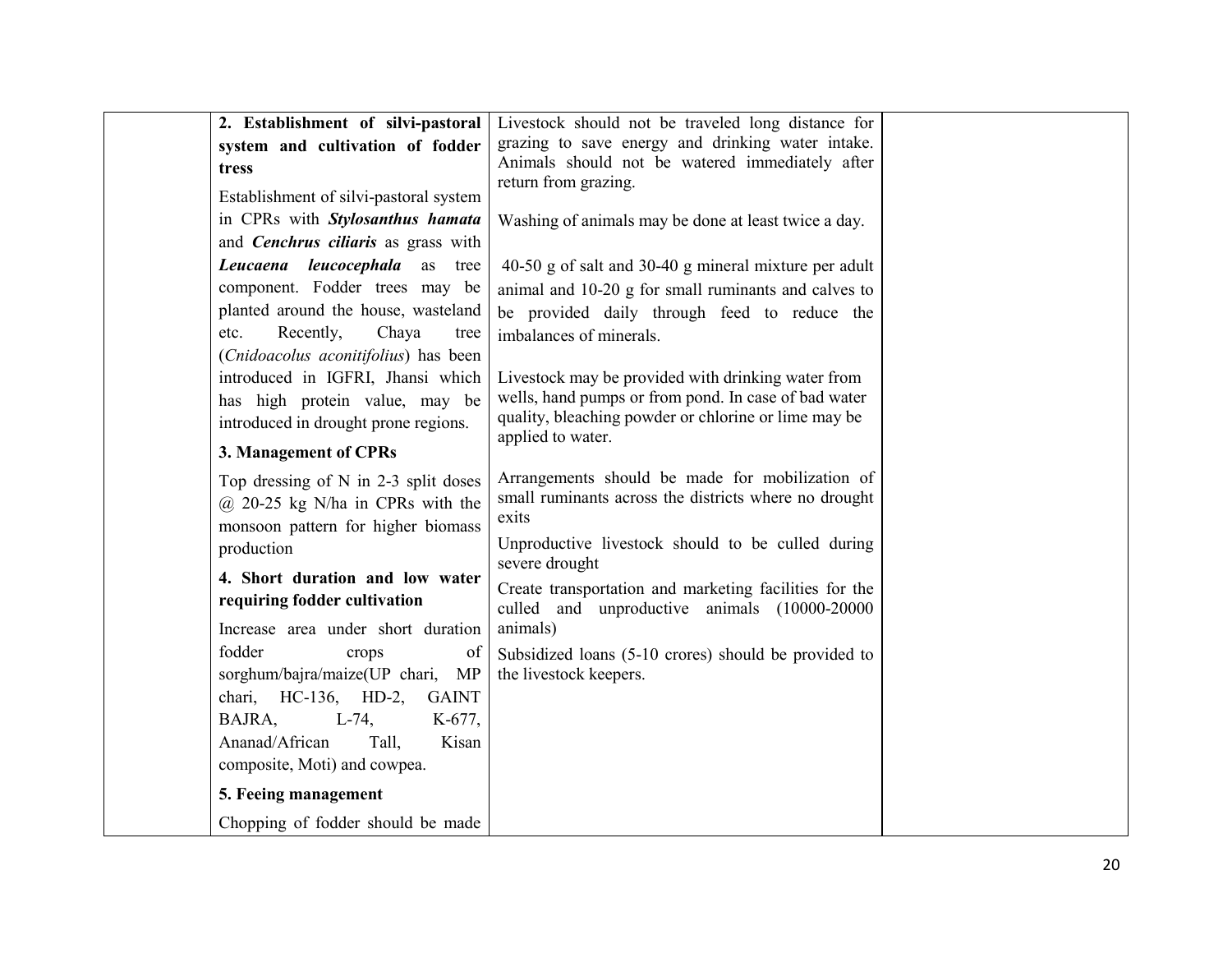|  | **2. Establishment of silvi-pastoral system and cultivation of fodder tress**<br><br>Establishment of silvi-pastoral system in CPRs with ***Stylosanthus hamata*** and ***Cenchrus ciliaris*** as grass with ***Leucaena leucocephala*** as tree component. Fodder trees may be planted around the house, wasteland etc. Recently, Chaya tree (*Cnidoacolus aconitifolius*) has been introduced in IGFRI, Jhansi which has high protein value, may be introduced in drought prone regions.<br><br>**3. Management of CPRs**<br><br>Top dressing of N in 2-3 split doses @ 20-25 kg N/ha in CPRs with the monsoon pattern for higher biomass production<br><br>**4. Short duration and low water requiring fodder cultivation**<br><br>Increase area under short duration fodder crops of sorghum/bajra/maize(UP chari, MP chari, HC-136, HD-2, GAINT BAJRA, L-74, K-677, Ananad/African Tall, Kisan composite, Moti) and cowpea.<br><br>**5. Feeing management**<br><br>Chopping of fodder should be made | Livestock should not be traveled long distance for grazing to save energy and drinking water intake. Animals should not be watered immediately after return from grazing.<br><br>Washing of animals may be done at least twice a day.<br><br>40-50 g of salt and 30-40 g mineral mixture per adult animal and 10-20 g for small ruminants and calves to be provided daily through feed to reduce the imbalances of minerals.<br><br>Livestock may be provided with drinking water from wells, hand pumps or from pond. In case of bad water quality, bleaching powder or chlorine or lime may be applied to water.<br><br>Arrangements should be made for mobilization of small ruminants across the districts where no drought exits<br><br>Unproductive livestock should to be culled during severe drought<br><br>Create transportation and marketing facilities for the culled and unproductive animals (10000-20000 animals)<br><br>Subsidized loans (5-10 crores) should be provided to the livestock keepers. |  |
|---|---|---|---|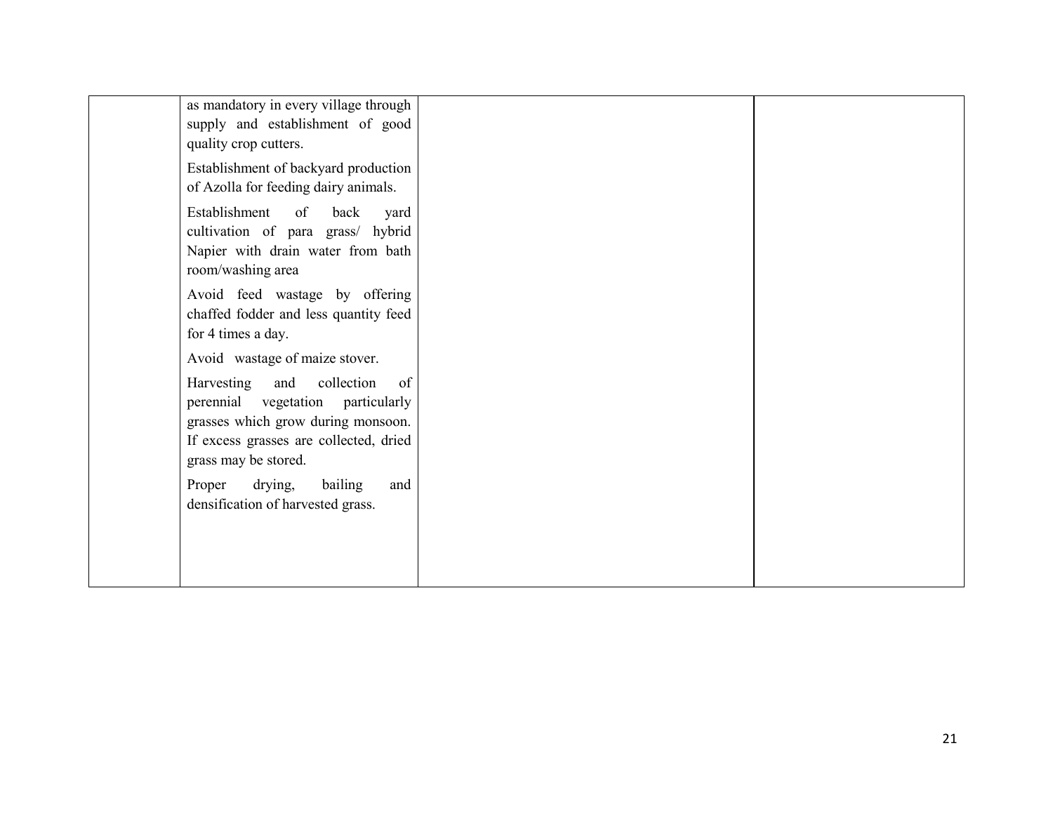| | | | |
|---|---|---|---|
| | as mandatory in every village through supply and establishment of good quality crop cutters.<br><br>Establishment of backyard production of Azolla for feeding dairy animals.<br><br>Establishment of back yard cultivation of para grass/ hybrid Napier with drain water from bath room/washing area<br><br>Avoid feed wastage by offering chaffed fodder and less quantity feed for 4 times a day.<br><br>Avoid wastage of maize stover.<br><br>Harvesting and collection of perennial vegetation particularly grasses which grow during monsoon. If excess grasses are collected, dried grass may be stored.<br><br>Proper drying, bailing and densification of harvested grass. | | |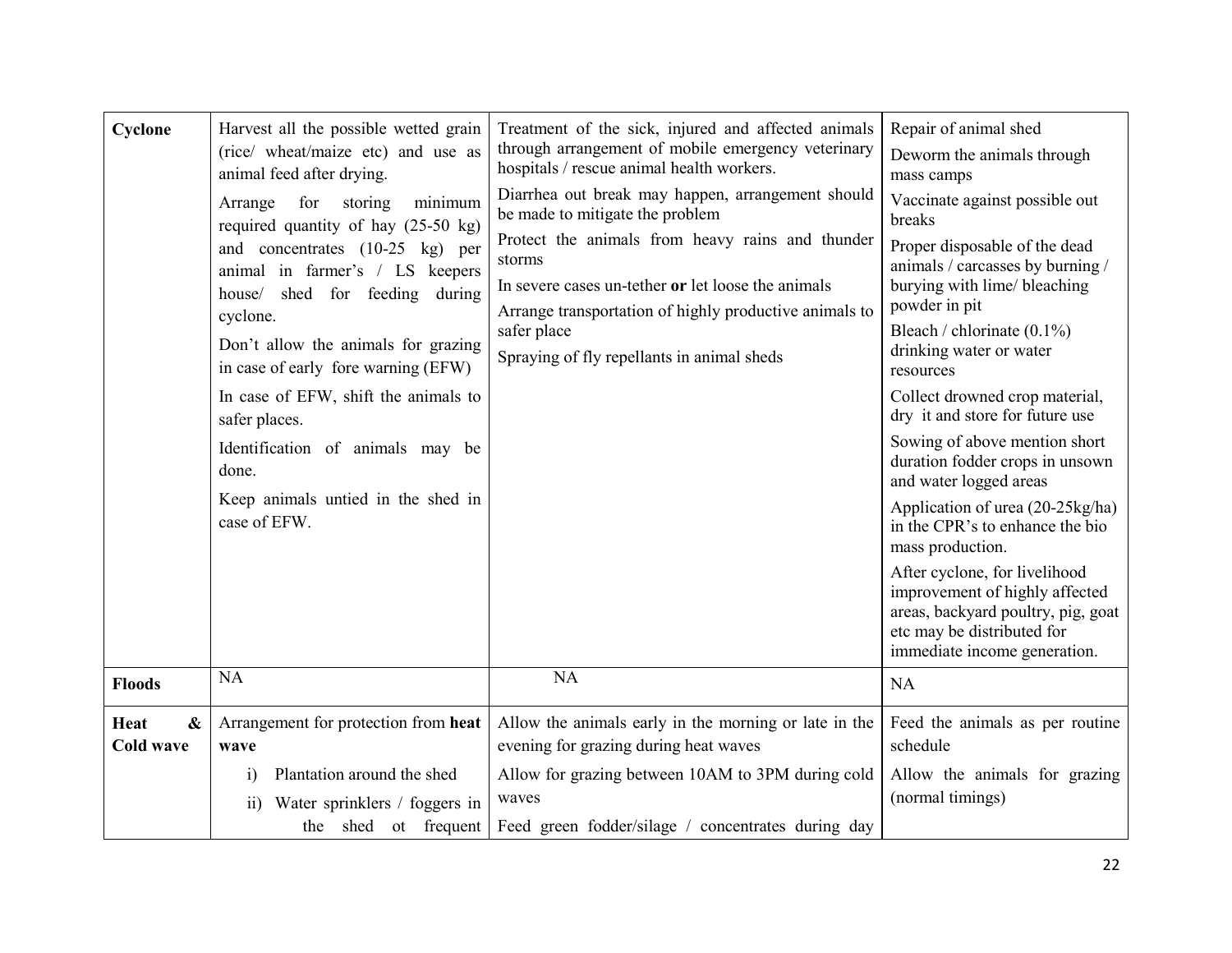| Cyclone | Harvest all the possible wetted grain (rice/ wheat/maize etc) and use as animal feed after drying.<br>Arrange for storing minimum required quantity of hay (25-50 kg) and concentrates (10-25 kg) per animal in farmer's / LS keepers house/ shed for feeding during cyclone.<br>Don't allow the animals for grazing in case of early fore warning (EFW)<br>In case of EFW, shift the animals to safer places.<br>Identification of animals may be done.<br>Keep animals untied in the shed in case of EFW. | Treatment of the sick, injured and affected animals through arrangement of mobile emergency veterinary hospitals / rescue animal health workers.<br>Diarrhea out break may happen, arrangement should be made to mitigate the problem<br>Protect the animals from heavy rains and thunder storms<br>In severe cases un-tether **or** let loose the animals<br>Arrange transportation of highly productive animals to safer place<br>Spraying of fly repellants in animal sheds | Repair of animal shed<br>Deworm the animals through mass camps<br>Vaccinate against possible out breaks<br>Proper disposable of the dead animals / carcasses by burning / burying with lime/ bleaching powder in pit<br>Bleach / chlorinate (0.1%) drinking water or water resources<br>Collect drowned crop material, dry it and store for future use<br>Sowing of above mention short duration fodder crops in unsown and water logged areas<br>Application of urea (20-25kg/ha) in the CPR's to enhance the bio mass production.<br>After cyclone, for livelihood improvement of highly affected areas, backyard poultry, pig, goat etc may be distributed for immediate income generation. |
|---|---|---|---|
| **Floods** | NA | NA | NA |
| **Heat & Cold wave** | Arrangement for protection from **heat wave**<br>i) Plantation around the shed<br>ii) Water sprinklers / foggers in the shed ot frequent | Allow the animals early in the morning or late in the evening for grazing during heat waves<br>Allow for grazing between 10AM to 3PM during cold waves<br>Feed green fodder/silage / concentrates during day | Feed the animals as per routine schedule<br>Allow the animals for grazing (normal timings) |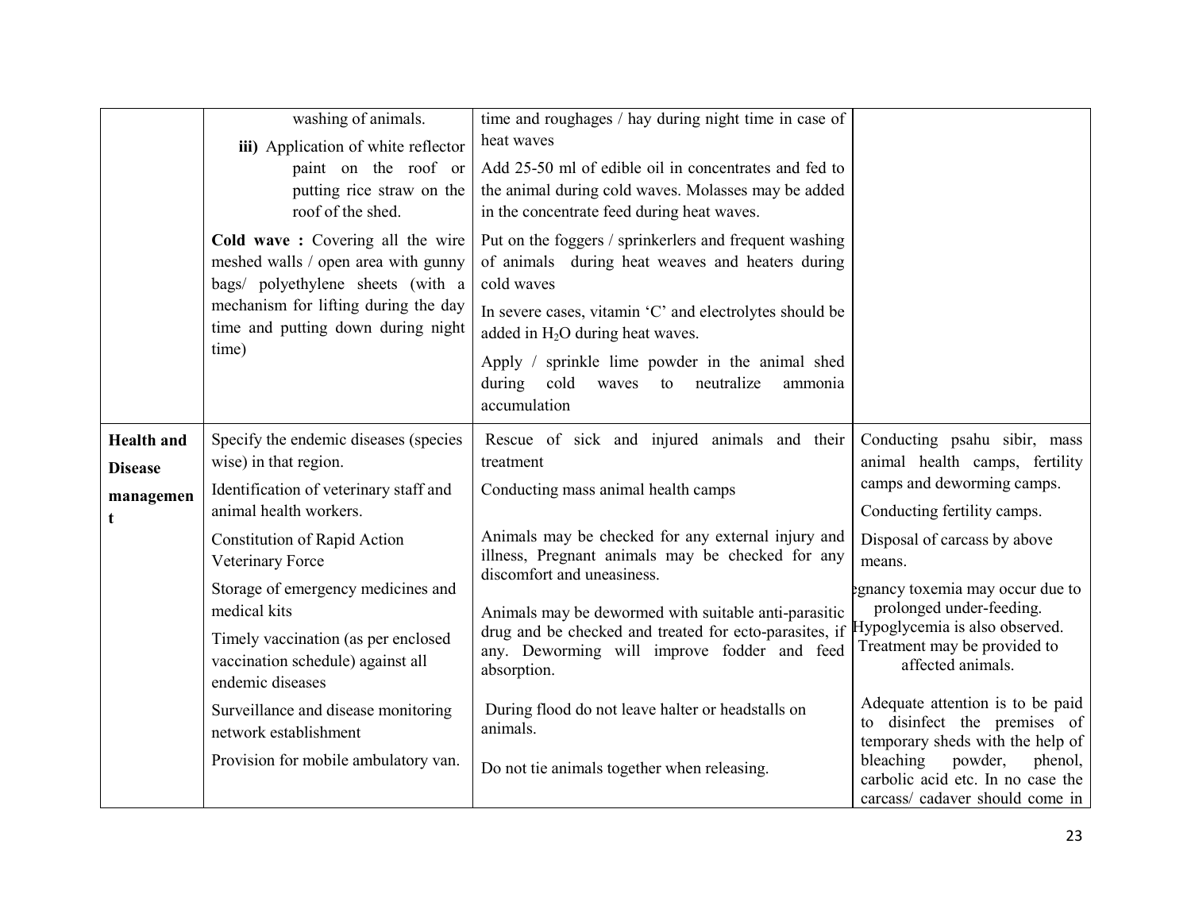| | | | |
|---|---|---|---|
| | washing of animals.<br>**iii)** Application of white reflector paint on the roof or putting rice straw on the roof of the shed.<br>**Cold wave :** Covering all the wire meshed walls / open area with gunny bags/ polyethylene sheets (with a mechanism for lifting during the day time and putting down during night time) | time and roughages / hay during night time in case of heat waves<br>Add 25-50 ml of edible oil in concentrates and fed to the animal during cold waves. Molasses may be added in the concentrate feed during heat waves.<br>Put on the foggers / sprinkerlers and frequent washing of animals during heat weaves and heaters during cold waves<br>In severe cases, vitamin 'C' and electrolytes should be added in $H_2O$ during heat waves.<br>Apply / sprinkle lime powder in the animal shed during cold waves to neutralize ammonia accumulation | |
| **Health and Disease management** | Specify the endemic diseases (species wise) in that region.<br>Identification of veterinary staff and animal health workers.<br>Constitution of Rapid Action Veterinary Force<br>Storage of emergency medicines and medical kits<br>Timely vaccination (as per enclosed vaccination schedule) against all endemic diseases<br>Surveillance and disease monitoring network establishment<br>Provision for mobile ambulatory van. | Rescue of sick and injured animals and their treatment<br>Conducting mass animal health camps<br>Animals may be checked for any external injury and illness, Pregnant animals may be checked for any discomfort and uneasiness.<br>Animals may be dewormed with suitable anti-parasitic drug and be checked and treated for ecto-parasites, if any. Deworming will improve fodder and feed absorption.<br>During flood do not leave halter or headstalls on animals.<br>Do not tie animals together when releasing. | Conducting psahu sibir, mass animal health camps, fertility camps and deworming camps.<br>Conducting fertility camps.<br>Disposal of carcass by above means.<br>egnancy toxemia may occur due to prolonged under-feeding. Hypoglycemia is also observed. Treatment may be provided to affected animals.<br>Adequate attention is to be paid to disinfect the premises of temporary sheds with the help of bleaching powder, phenol, carbolic acid etc. In no case the carcass/ cadaver should come in |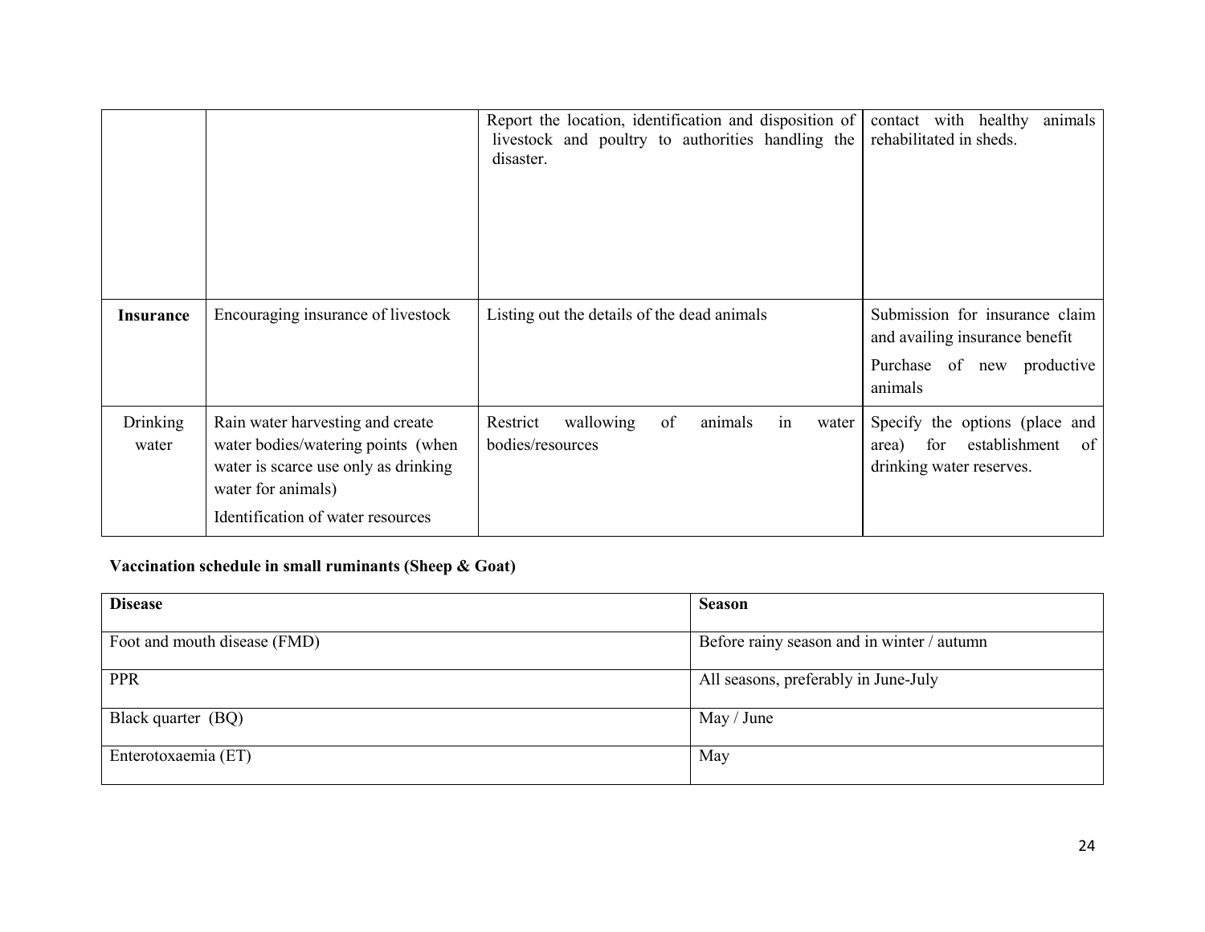| | | | |
|---|---|---|---|
| | | Report the location, identification and disposition of livestock and poultry to authorities handling the disaster. | contact with healthy animals rehabilitated in sheds. |
| **Insurance** | Encouraging insurance of livestock | Listing out the details of the dead animals | Submission for insurance claim and availing insurance benefit<br>Purchase of new productive animals |
| Drinking water | Rain water harvesting and create water bodies/watering points (when water is scarce use only as drinking water for animals)<br>Identification of water resources | Restrict wallowing of animals in water bodies/resources | Specify the options (place and area) for establishment of drinking water reserves. |

**Vaccination schedule in small ruminants (Sheep & Goat)**

| **Disease** | **Season** |
|---|---|
| Foot and mouth disease (FMD) | Before rainy season and in winter / autumn |
| PPR | All seasons, preferably in June-July |
| Black quarter (BQ) | May / June |
| Enterotoxaemia (ET) | May |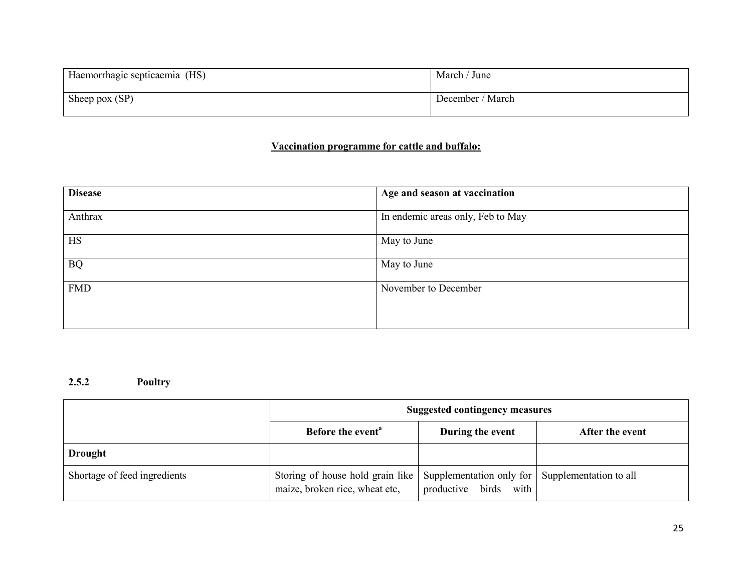| | |
|---|---|
| Haemorrhagic septicaemia (HS) | March / June |
| Sheep pox (SP) | December / March |

**Vaccination programme for cattle and buffalo:**

| Disease | Age and season at vaccination |
|---|---|
| Anthrax | In endemic areas only, Feb to May |
| HS | May to June |
| BQ | May to June |
| FMD | November to December |

### 2.5.2 Poultry

| | Suggested contingency measures | | |
|---|---|---|---|
| | Before the event[a] | During the event | After the event |
| **Drought** | | | |
| Shortage of feed ingredients | Storing of house hold grain like maize, broken rice, wheat etc, | Supplementation only for productive birds with | Supplementation to all |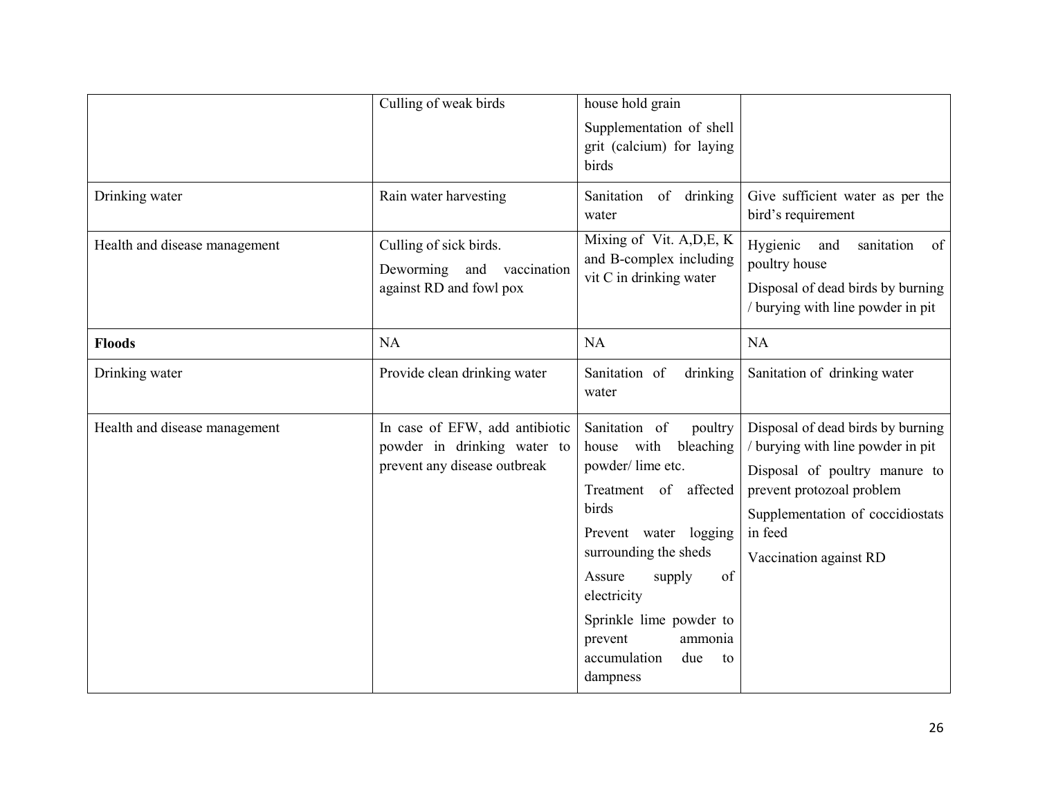| | | | |
|---|---|---|---|
| | Culling of weak birds | house hold grain<br>Supplementation of shell grit (calcium) for laying birds | |
| Drinking water | Rain water harvesting | Sanitation of drinking water | Give sufficient water as per the bird's requirement |
| Health and disease management | Culling of sick birds.<br>Deworming and vaccination against RD and fowl pox | Mixing of Vit. A,D,E, K and B-complex including vit C in drinking water | Hygienic and sanitation of poultry house<br>Disposal of dead birds by burning / burying with line powder in pit |
| **Floods** | NA | NA | NA |
| Drinking water | Provide clean drinking water | Sanitation of drinking water | Sanitation of drinking water |
| Health and disease management | In case of EFW, add antibiotic powder in drinking water to prevent any disease outbreak | Sanitation of poultry house with bleaching powder/ lime etc.<br>Treatment of affected birds<br>Prevent water logging surrounding the sheds<br>Assure supply of electricity<br>Sprinkle lime powder to prevent ammonia accumulation due to dampness | Disposal of dead birds by burning / burying with line powder in pit<br>Disposal of poultry manure to prevent protozoal problem<br>Supplementation of coccidiostats in feed<br>Vaccination against RD |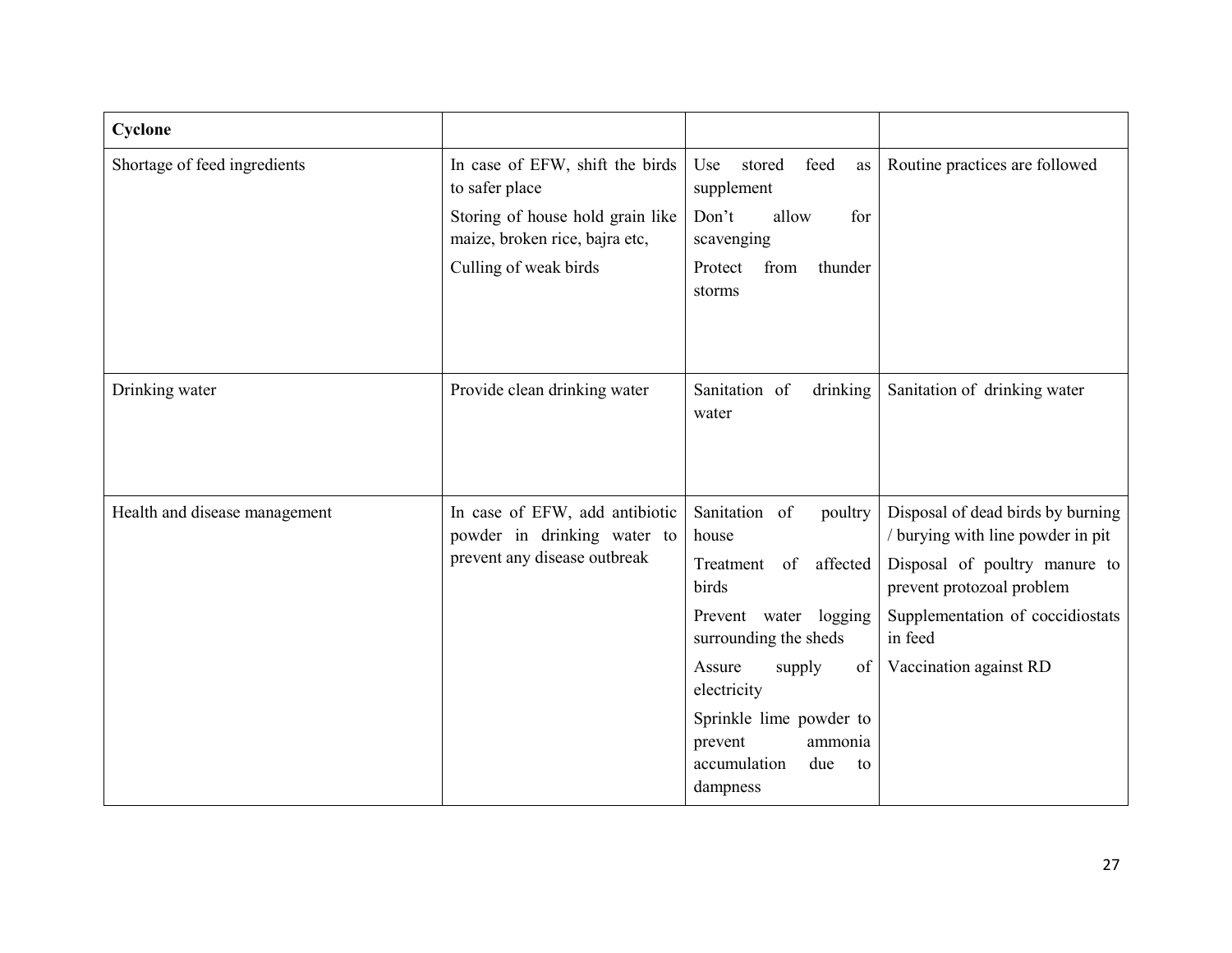| **Cyclone** | | | |
|---|---|---|---|
| Shortage of feed ingredients | In case of EFW, shift the birds to safer place<br>Storing of house hold grain like maize, broken rice, bajra etc,<br>Culling of weak birds | Use stored feed as supplement<br>Don't allow for scavenging<br>Protect from thunder storms | Routine practices are followed |
| Drinking water | Provide clean drinking water | Sanitation of drinking water | Sanitation of drinking water |
| Health and disease management | In case of EFW, add antibiotic powder in drinking water to prevent any disease outbreak | Sanitation of poultry house<br>Treatment of affected birds<br>Prevent water logging surrounding the sheds<br>Assure supply of electricity<br>Sprinkle lime powder to prevent ammonia accumulation due to dampness | Disposal of dead birds by burning / burying with line powder in pit<br>Disposal of poultry manure to prevent protozoal problem<br>Supplementation of coccidiostats in feed<br>Vaccination against RD |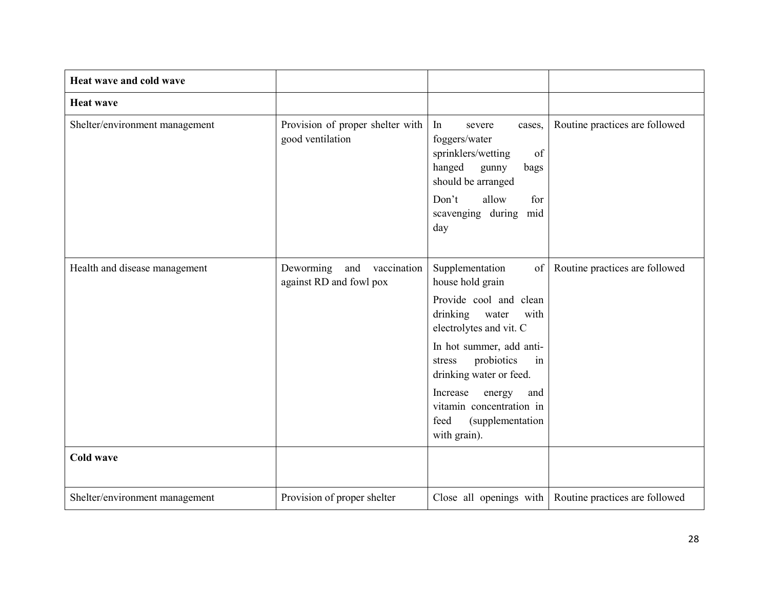| Heat wave and cold wave | | | |
|---|---|---|---|
| **Heat wave** | | | |
| Shelter/environment management | Provision of proper shelter with good ventilation | In severe cases, foggers/water sprinklers/wetting of hanged gunny bags should be arranged<br><br>Don't allow for scavenging during mid day | Routine practices are followed |
| Health and disease management | Deworming and vaccination against RD and fowl pox | Supplementation of house hold grain<br><br>Provide cool and clean drinking water with electrolytes and vit. C<br><br>In hot summer, add anti-stress probiotics in drinking water or feed.<br><br>Increase energy and vitamin concentration in feed (supplementation with grain). | Routine practices are followed |
| **Cold wave** | | | |
| Shelter/environment management | Provision of proper shelter | Close all openings with | Routine practices are followed |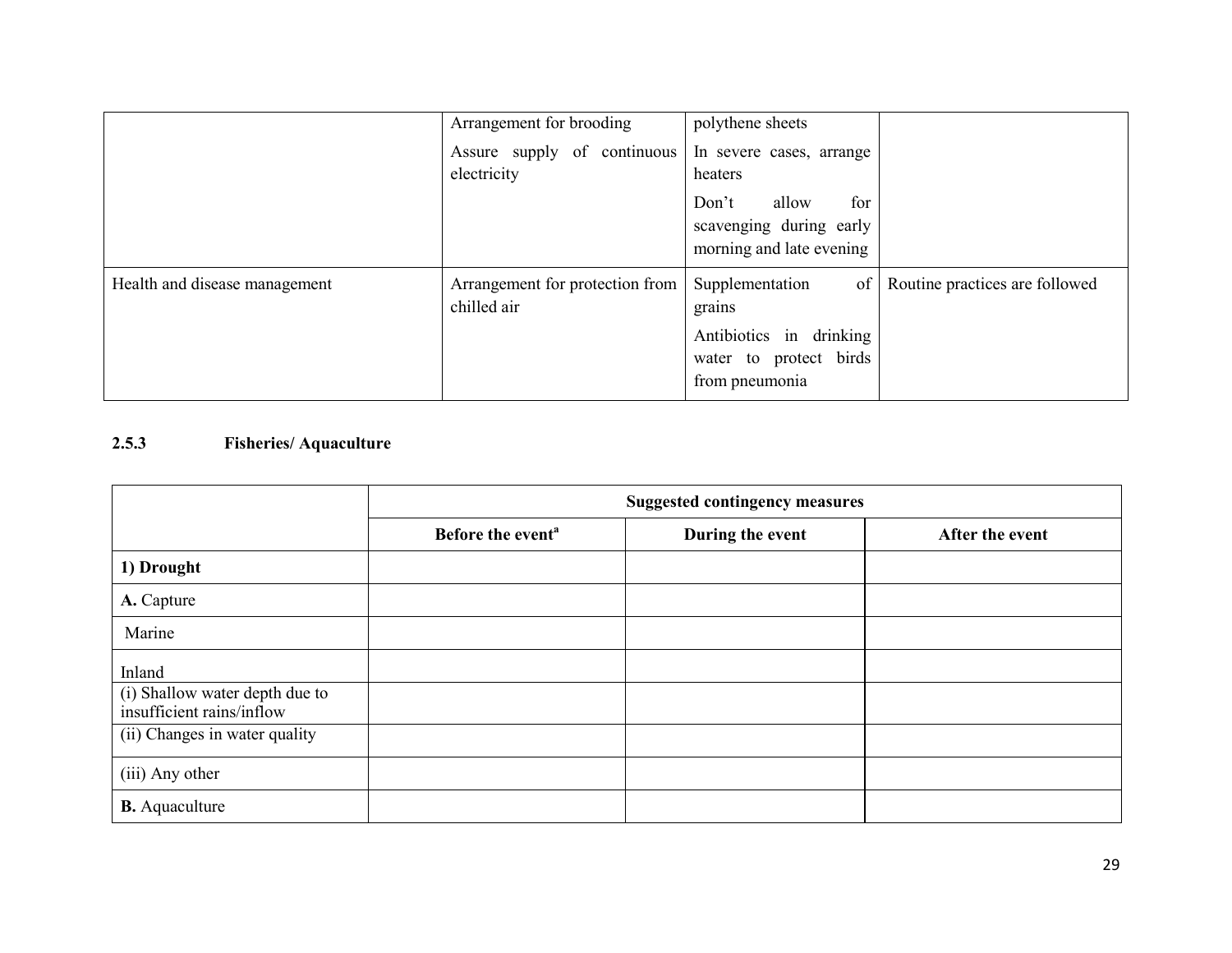|  | Arrangement for brooding<br>Assure supply of continuous electricity | polythene sheets<br>In severe cases, arrange heaters<br>Don't allow for scavenging during early morning and late evening |  |
|---|---|---|---|
| Health and disease management | Arrangement for protection from chilled air | Supplementation of grains<br>Antibiotics in drinking water to protect birds from pneumonia | Routine practices are followed |

### 2.5.3 Fisheries/ Aquaculture

|  | Suggested contingency measures |  |  |
|---|---|---|---|
|  | Before the event[a] | During the event | After the event |
| **1) Drought** |  |  |  |
| **A.** Capture |  |  |  |
| Marine |  |  |  |
| Inland |  |  |  |
| (i) Shallow water depth due to insufficient rains/inflow |  |  |  |
| (ii) Changes in water quality |  |  |  |
| (iii) Any other |  |  |  |
| **B.** Aquaculture |  |  |  |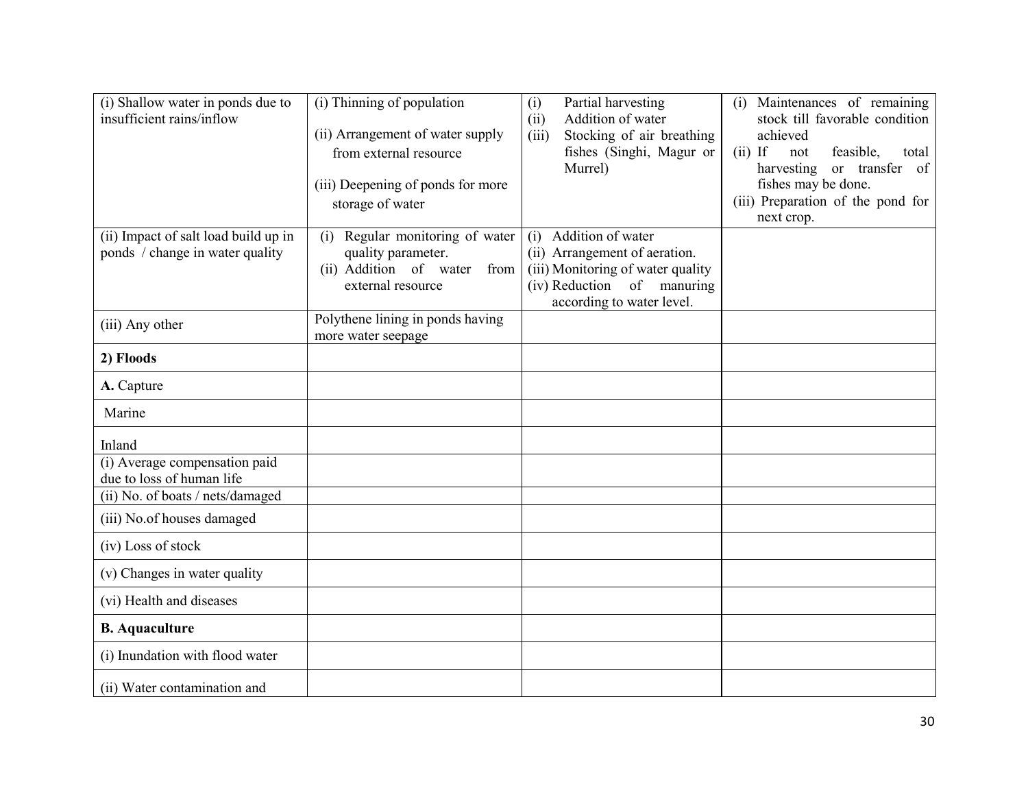| | | | |
|---|---|---|---|
| (i) Shallow water in ponds due to insufficient rains/inflow | (i) Thinning of population<br><br>(ii) Arrangement of water supply from external resource<br><br>(iii) Deepening of ponds for more storage of water | (i) Partial harvesting<br>(ii) Addition of water<br>(iii) Stocking of air breathing fishes (Singhi, Magur or Murrel) | (i) Maintenances of remaining stock till favorable condition achieved<br>(ii) If not feasible, total harvesting or transfer of fishes may be done.<br>(iii) Preparation of the pond for next crop. |
| (ii) Impact of salt load build up in ponds / change in water quality | (i) Regular monitoring of water quality parameter.<br>(ii) Addition of water from external resource | (i) Addition of water<br>(ii) Arrangement of aeration.<br>(iii) Monitoring of water quality<br>(iv) Reduction of manuring according to water level. | |
| (iii) Any other | Polythene lining in ponds having more water seepage | | |
| **2) Floods** | | | |
| **A.** Capture | | | |
| Marine | | | |
| Inland | | | |
| (i) Average compensation paid due to loss of human life | | | |
| (ii) No. of boats / nets/damaged | | | |
| (iii) No.of houses damaged | | | |
| (iv) Loss of stock | | | |
| (v) Changes in water quality | | | |
| (vi) Health and diseases | | | |
| **B. Aquaculture** | | | |
| (i) Inundation with flood water | | | |
| (ii) Water contamination and | | | |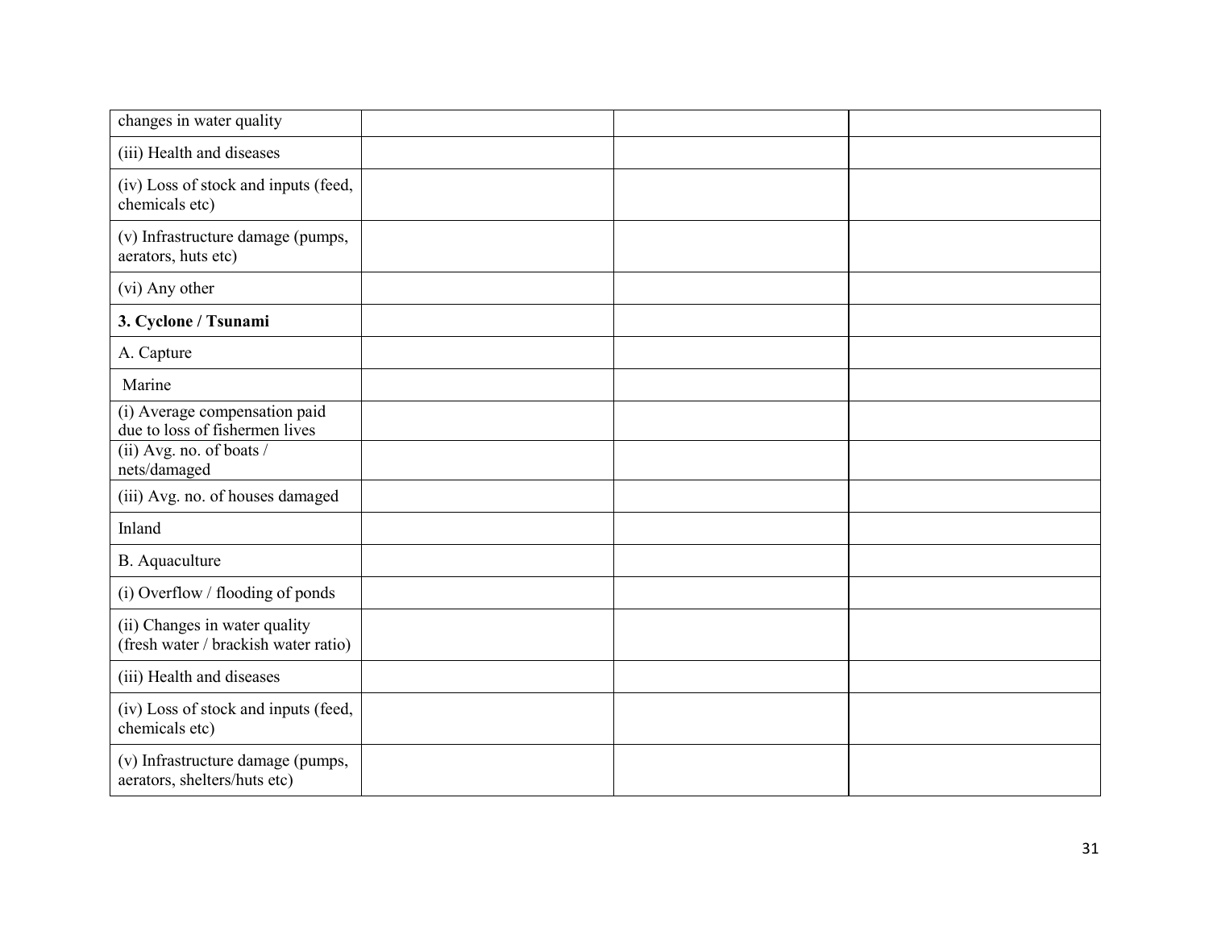| | | | |
|---|---|---|---|
| changes in water quality | | | |
| (iii) Health and diseases | | | |
| (iv) Loss of stock and inputs (feed, chemicals etc) | | | |
| (v) Infrastructure damage (pumps, aerators, huts etc) | | | |
| (vi) Any other | | | |
| **3. Cyclone / Tsunami** | | | |
| A. Capture | | | |
| Marine | | | |
| (i) Average compensation paid due to loss of fishermen lives | | | |
| (ii) Avg. no. of boats / nets/damaged | | | |
| (iii) Avg. no. of houses damaged | | | |
| Inland | | | |
| B. Aquaculture | | | |
| (i) Overflow / flooding of ponds | | | |
| (ii) Changes in water quality (fresh water / brackish water ratio) | | | |
| (iii) Health and diseases | | | |
| (iv) Loss of stock and inputs (feed, chemicals etc) | | | |
| (v) Infrastructure damage (pumps, aerators, shelters/huts etc) | | | |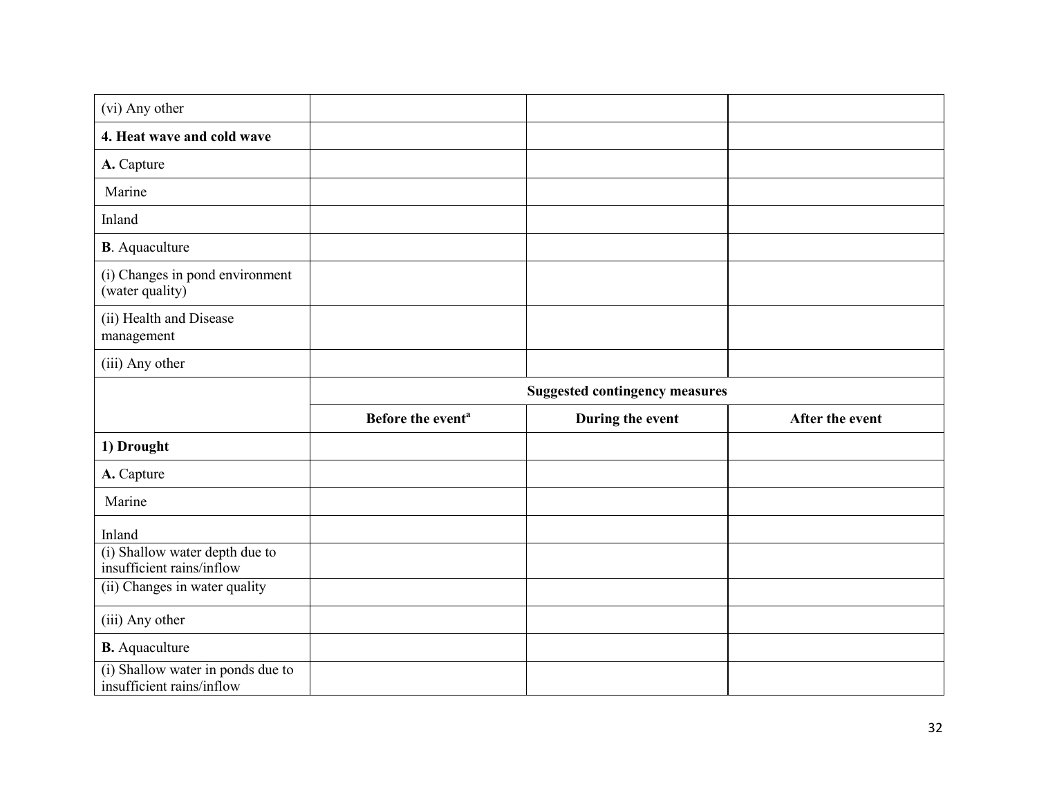| | | | |
|---|---|---|---|
| (vi) Any other | | | |
| **4. Heat wave and cold wave** | | | |
| **A.** Capture | | | |
| Marine | | | |
| Inland | | | |
| **B**. Aquaculture | | | |
| (i) Changes in pond environment (water quality) | | | |
| (ii) Health and Disease management | | | |
| (iii) Any other | | | |

| | **Suggested contingency measures** | | |
|---|---|---|---|
| | **Before the event[a]** | **During the event** | **After the event** |
| **1) Drought** | | | |
| **A.** Capture | | | |
| Marine | | | |
| Inland | | | |
| (i) Shallow water depth due to insufficient rains/inflow | | | |
| (ii) Changes in water quality | | | |
| (iii) Any other | | | |
| **B.** Aquaculture | | | |
| (i) Shallow water in ponds due to insufficient rains/inflow | | | |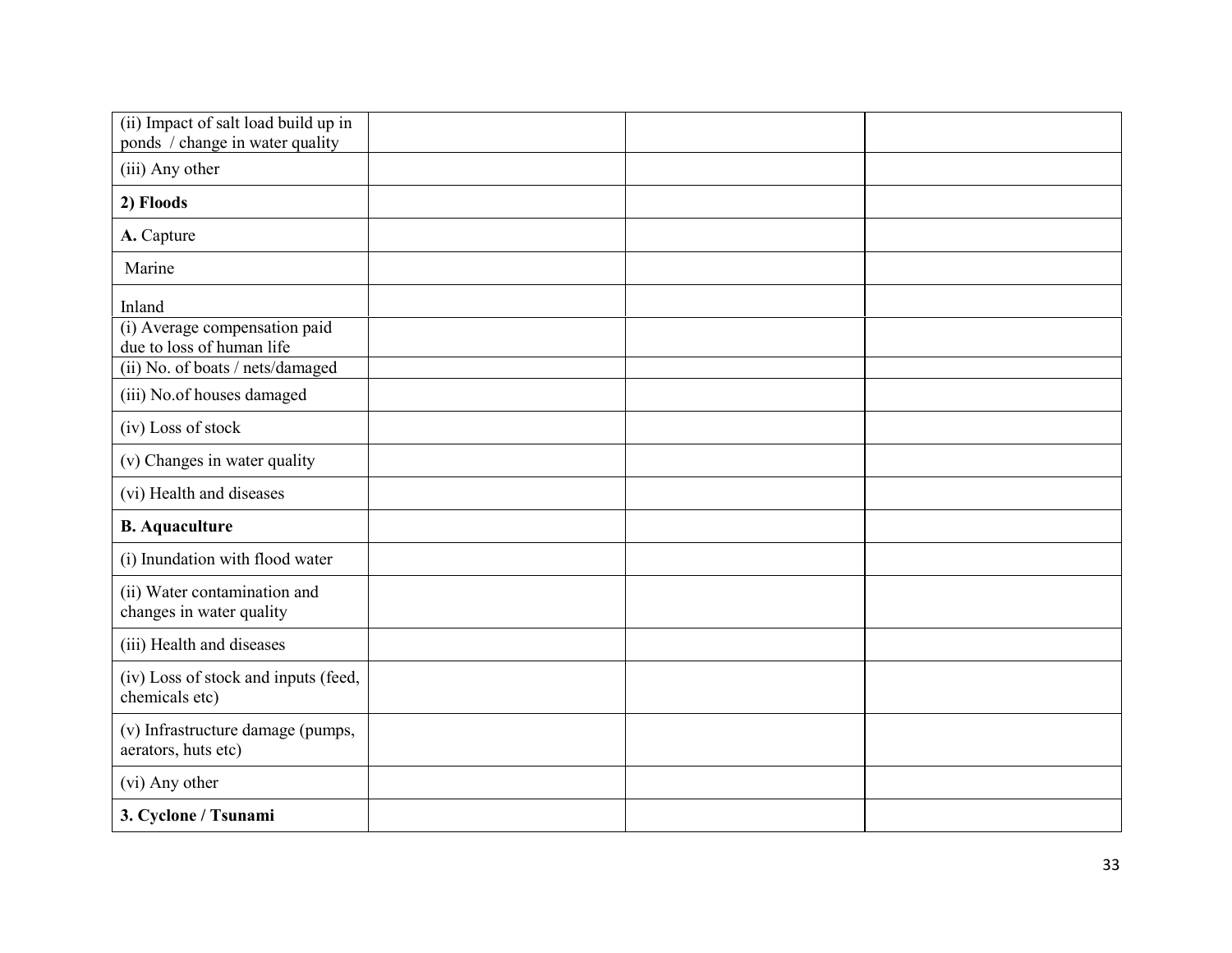| | | | |
|---|---|---|---|
| (ii) Impact of salt load build up in ponds / change in water quality | | | |
| (iii) Any other | | | |
| **2) Floods** | | | |
| **A.** Capture | | | |
| Marine | | | |
| Inland | | | |
| (i) Average compensation paid due to loss of human life | | | |
| (ii) No. of boats / nets/damaged | | | |
| (iii) No.of houses damaged | | | |
| (iv) Loss of stock | | | |
| (v) Changes in water quality | | | |
| (vi) Health and diseases | | | |
| **B. Aquaculture** | | | |
| (i) Inundation with flood water | | | |
| (ii) Water contamination and changes in water quality | | | |
| (iii) Health and diseases | | | |
| (iv) Loss of stock and inputs (feed, chemicals etc) | | | |
| (v) Infrastructure damage (pumps, aerators, huts etc) | | | |
| (vi) Any other | | | |
| **3. Cyclone / Tsunami** | | | |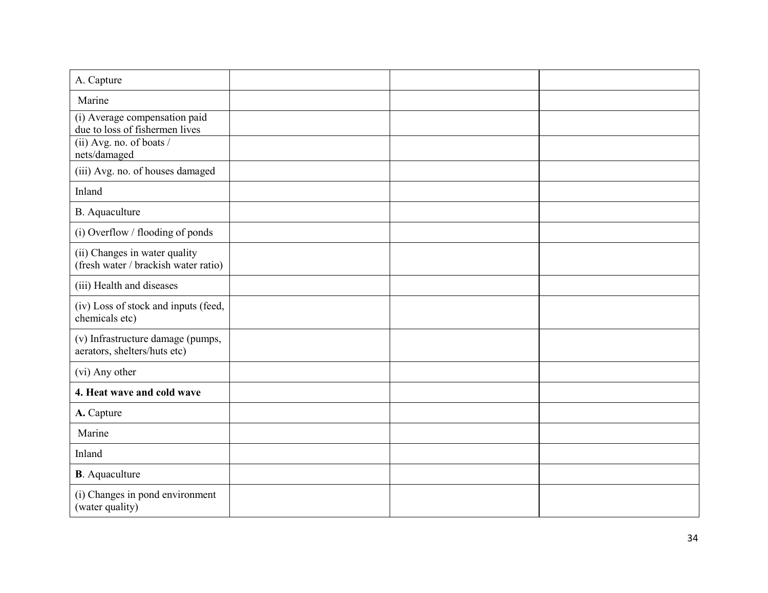| | | | |
|---|---|---|---|
| A. Capture | | | |
| Marine | | | |
| (i) Average compensation paid due to loss of fishermen lives | | | |
| (ii) Avg. no. of boats / nets/damaged | | | |
| (iii) Avg. no. of houses damaged | | | |
| Inland | | | |
| B. Aquaculture | | | |
| (i) Overflow / flooding of ponds | | | |
| (ii) Changes in water quality (fresh water / brackish water ratio) | | | |
| (iii) Health and diseases | | | |
| (iv) Loss of stock and inputs (feed, chemicals etc) | | | |
| (v) Infrastructure damage (pumps, aerators, shelters/huts etc) | | | |
| (vi) Any other | | | |
| **4. Heat wave and cold wave** | | | |
| **A.** Capture | | | |
| Marine | | | |
| Inland | | | |
| **B**. Aquaculture | | | |
| (i) Changes in pond environment (water quality) | | | |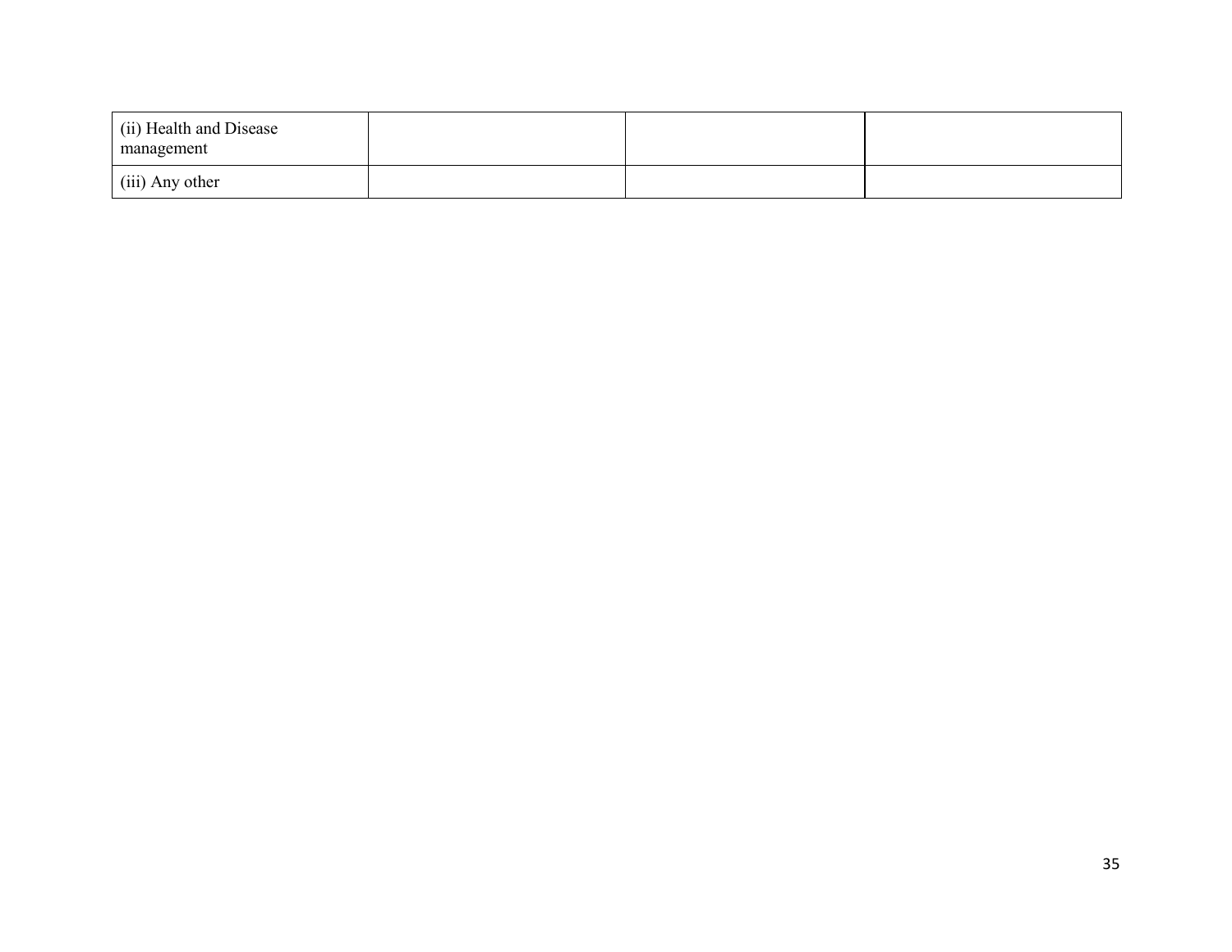| | | | |
|---|---|---|---|
| (ii) Health and Disease management | | | |
| (iii) Any other | | | |